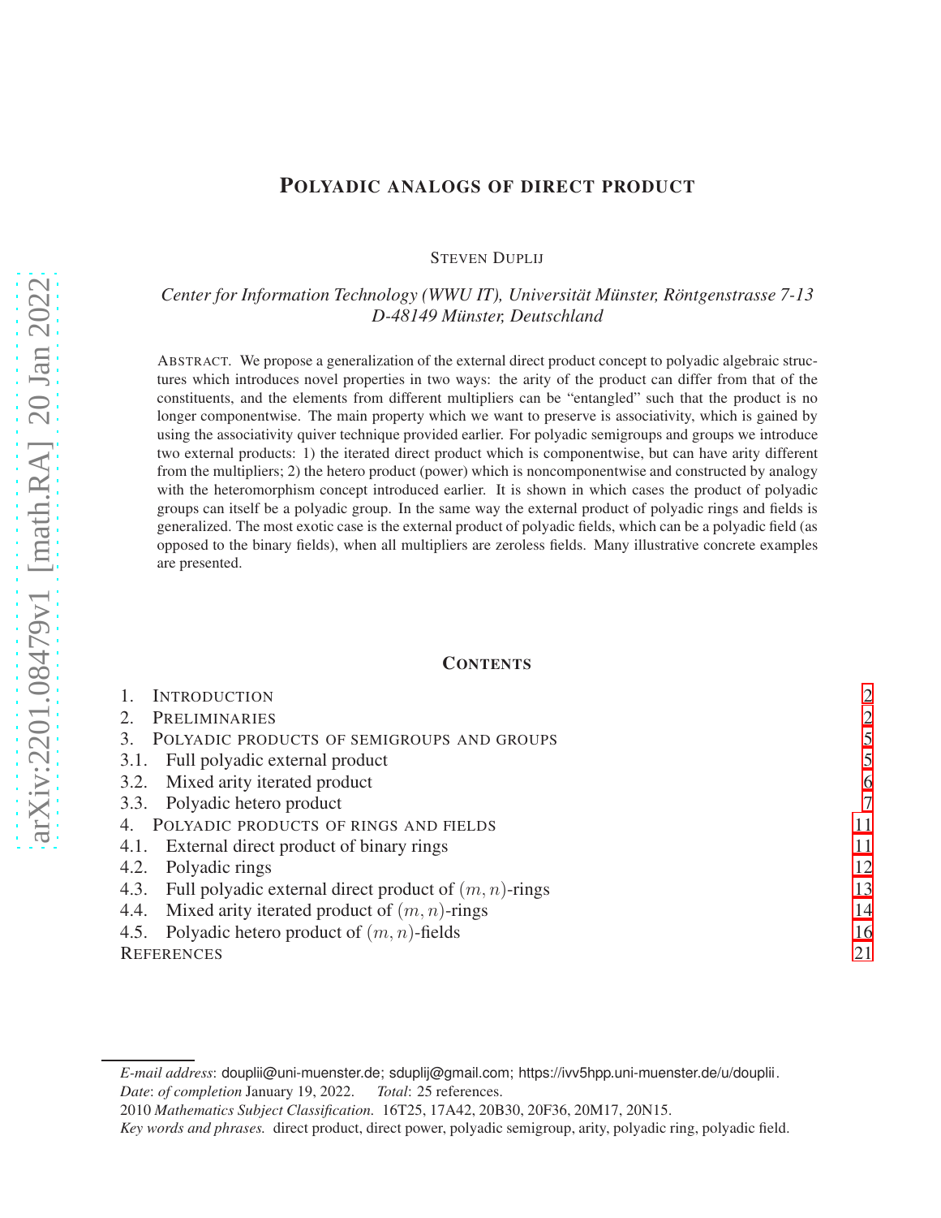# POLYADIC ANALOGS OF DIRECT PRODUCT

STEVEN DUPLIJ

*Center for Information Technology (WWU IT), Universität Münster, Röntgenstrasse 7-13*
*D-48149 Münster, Deutschland*

ABSTRACT. We propose a generalization of the external direct product concept to polyadic algebraic structures which introduces novel properties in two ways: the arity of the product can differ from that of the constituents, and the elements from different multipliers can be "entangled" such that the product is no longer componentwise. The main property which we want to preserve is associativity, which is gained by using the associativity quiver technique provided earlier. For polyadic semigroups and groups we introduce two external products: 1) the iterated direct product which is componentwise, but can have arity different from the multipliers; 2) the hetero product (power) which is noncomponentwise and constructed by analogy with the heteromorphism concept introduced earlier. It is shown in which cases the product of polyadic groups can itself be a polyadic group. In the same way the external product of polyadic rings and fields is generalized. The most exotic case is the external product of polyadic fields, which can be a polyadic field (as opposed to the binary fields), when all multipliers are zeroless fields. Many illustrative concrete examples are presented.

## CONTENTS

1. INTRODUCTION — 2
2. PRELIMINARIES — 2
3. POLYADIC PRODUCTS OF SEMIGROUPS AND GROUPS — 5
   - 3.1. Full polyadic external product — 5
   - 3.2. Mixed arity iterated product — 6
   - 3.3. Polyadic hetero product — 7
4. POLYADIC PRODUCTS OF RINGS AND FIELDS — 11
   - 4.1. External direct product of binary rings — 11
   - 4.2. Polyadic rings — 12
   - 4.3. Full polyadic external direct product of $(m, n)$-rings — 13
   - 4.4. Mixed arity iterated product of $(m, n)$-rings — 14
   - 4.5. Polyadic hetero product of $(m, n)$-fields — 16

REFERENCES — 21

---

*E-mail address*: douplii@uni-muenster.de; sduplij@gmail.com; https://ivv5hpp.uni-muenster.de/u/douplii.
*Date*: *of completion* January 19, 2022. *Total*: 25 references.
2010 *Mathematics Subject Classification.* 16T25, 17A42, 20B30, 20F36, 20M17, 20N15.
*Key words and phrases.* direct product, direct power, polyadic semigroup, arity, polyadic ring, polyadic field.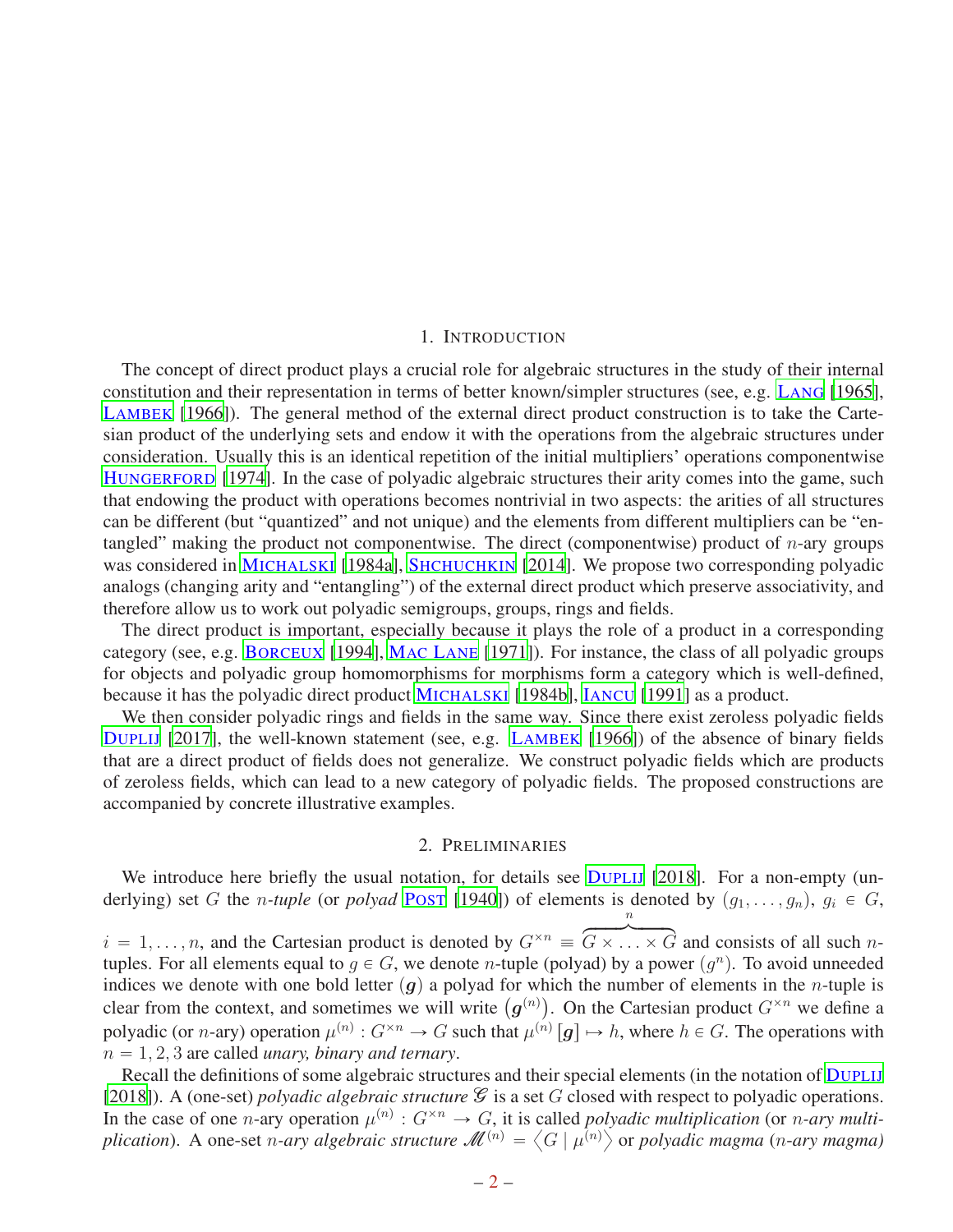## 1. Introduction

The concept of direct product plays a crucial role for algebraic structures in the study of their internal constitution and their representation in terms of better known/simpler structures (see, e.g. Lang [1965], Lambek [1966]). The general method of the external direct product construction is to take the Cartesian product of the underlying sets and endow it with the operations from the algebraic structures under consideration. Usually this is an identical repetition of the initial multipliers' operations componentwise Hungerford [1974]. In the case of polyadic algebraic structures their arity comes into the game, such that endowing the product with operations becomes nontrivial in two aspects: the arities of all structures can be different (but "quantized" and not unique) and the elements from different multipliers can be "entangled" making the product not componentwise. The direct (componentwise) product of $n$-ary groups was considered in Michalski [1984a], Shchuchkin [2014]. We propose two corresponding polyadic analogs (changing arity and "entangling") of the external direct product which preserve associativity, and therefore allow us to work out polyadic semigroups, groups, rings and fields.

The direct product is important, especially because it plays the role of a product in a corresponding category (see, e.g. Borceux [1994], Mac Lane [1971]). For instance, the class of all polyadic groups for objects and polyadic group homomorphisms for morphisms form a category which is well-defined, because it has the polyadic direct product Michalski [1984b], Iancu [1991] as a product.

We then consider polyadic rings and fields in the same way. Since there exist zeroless polyadic fields Duplij [2017], the well-known statement (see, e.g. Lambek [1966]) of the absence of binary fields that are a direct product of fields does not generalize. We construct polyadic fields which are products of zeroless fields, which can lead to a new category of polyadic fields. The proposed constructions are accompanied by concrete illustrative examples.

## 2. Preliminaries

We introduce here briefly the usual notation, for details see Duplij [2018]. For a non-empty (underlying) set $G$ the $n$-*tuple* (or *polyad* Post [1940]) of elements is denoted by $(g_1, \ldots, g_n)$, $g_i \in G$, $i = 1, \ldots, n$, and the Cartesian product is denoted by $G^{\times n} \equiv \overbrace{G \times \ldots \times G}^{n}$ and consists of all such $n$-tuples. For all elements equal to $g \in G$, we denote $n$-tuple (polyad) by a power $(g^n)$. To avoid unneeded indices we denote with one bold letter $(\boldsymbol{g})$ a polyad for which the number of elements in the $n$-tuple is clear from the context, and sometimes we will write $(\boldsymbol{g}^{(n)})$. On the Cartesian product $G^{\times n}$ we define a polyadic (or $n$-ary) operation $\mu^{(n)} : G^{\times n} \to G$ such that $\mu^{(n)} [\boldsymbol{g}] \mapsto h$, where $h \in G$. The operations with $n = 1, 2, 3$ are called *unary, binary and ternary*.

Recall the definitions of some algebraic structures and their special elements (in the notation of Duplij [2018]). A (one-set) *polyadic algebraic structure* $\mathcal{G}$ is a set $G$ closed with respect to polyadic operations. In the case of one $n$-ary operation $\mu^{(n)} : G^{\times n} \to G$, it is called *polyadic multiplication* (or $n$-*ary multiplication*). A one-set $n$-*ary algebraic structure* $\mathcal{M}^{(n)} = \langle G \mid \mu^{(n)} \rangle$ or *polyadic magma* ($n$-*ary magma*)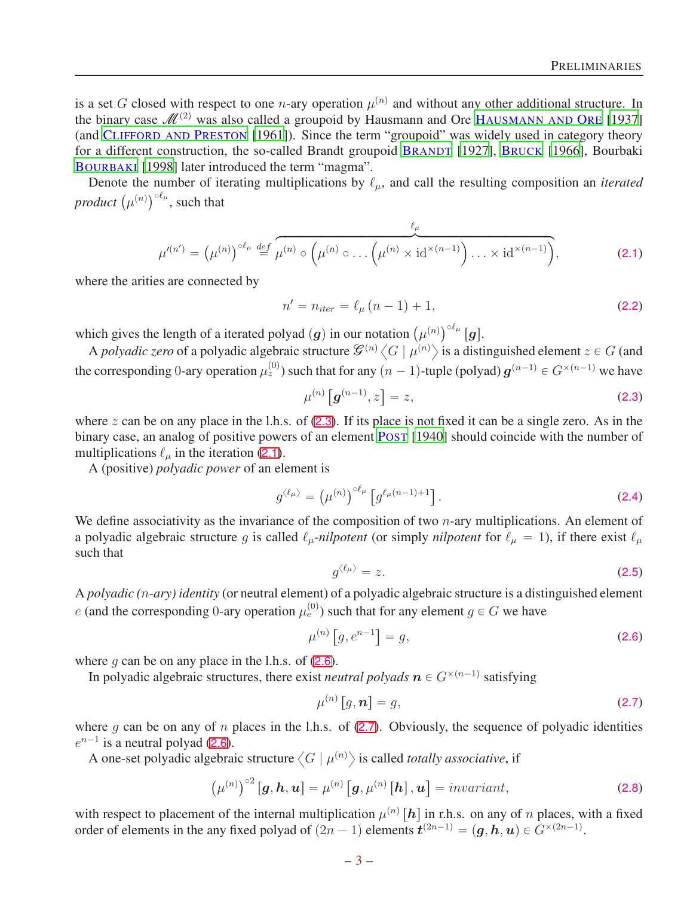is a set $G$ closed with respect to one $n$-ary operation $\mu^{(n)}$ and without any other additional structure. In the binary case $\mathscr{M}^{(2)}$ was also called a groupoid by Hausmann and Ore HAUSMANN AND ORE [1937] (and CLIFFORD AND PRESTON [1961]). Since the term "groupoid" was widely used in category theory for a different construction, the so-called Brandt groupoid BRANDT [1927], BRUCK [1966], Bourbaki BOURBAKI [1998] later introduced the term "magma".

Denote the number of iterating multiplications by $\ell_\mu$, and call the resulting composition an *iterated product* $\left(\mu^{(n)}\right)^{\circ \ell_\mu}$, such that

$$\mu'^{(n')} = \left(\mu^{(n)}\right)^{\circ \ell_\mu} \stackrel{def}{=} \overbrace{\mu^{(n)} \circ \left(\mu^{(n)} \circ \ldots \left(\mu^{(n)} \times \mathrm{id}^{\times(n-1)}\right) \ldots \times \mathrm{id}^{\times(n-1)}\right)}^{\ell_\mu}, \tag{2.1}$$

where the arities are connected by

$$n' = n_{iter} = \ell_\mu (n-1) + 1, \tag{2.2}$$

which gives the length of a iterated polyad $(\boldsymbol{g})$ in our notation $\left(\mu^{(n)}\right)^{\circ \ell_\mu} [\boldsymbol{g}]$.

A *polyadic zero* of a polyadic algebraic structure $\mathscr{G}^{(n)} \left\langle G \mid \mu^{(n)} \right\rangle$ is a distinguished element $z \in G$ (and the corresponding $0$-ary operation $\mu_z^{(0)}$) such that for any $(n-1)$-tuple (polyad) $\boldsymbol{g}^{(n-1)} \in G^{\times(n-1)}$ we have

$$\mu^{(n)} \left[\boldsymbol{g}^{(n-1)}, z\right] = z, \tag{2.3}$$

where $z$ can be on any place in the l.h.s. of (2.3). If its place is not fixed it can be a single zero. As in the binary case, an analog of positive powers of an element POST [1940] should coincide with the number of multiplications $\ell_\mu$ in the iteration (2.1).

A (positive) *polyadic power* of an element is

$$g^{\langle \ell_\mu \rangle} = \left(\mu^{(n)}\right)^{\circ \ell_\mu} \left[g^{\ell_\mu (n-1)+1}\right]. \tag{2.4}$$

We define associativity as the invariance of the composition of two $n$-ary multiplications. An element of a polyadic algebraic structure $g$ is called $\ell_\mu$-*nilpotent* (or simply *nilpotent* for $\ell_\mu = 1$), if there exist $\ell_\mu$ such that

$$g^{\langle \ell_\mu \rangle} = z. \tag{2.5}$$

A *polyadic ($n$-ary) identity* (or neutral element) of a polyadic algebraic structure is a distinguished element $e$ (and the corresponding $0$-ary operation $\mu_e^{(0)}$) such that for any element $g \in G$ we have

$$\mu^{(n)} \left[g, e^{n-1}\right] = g, \tag{2.6}$$

where $g$ can be on any place in the l.h.s. of (2.6).

In polyadic algebraic structures, there exist *neutral polyads* $\boldsymbol{n} \in G^{\times(n-1)}$ satisfying

$$\mu^{(n)} [g, \boldsymbol{n}] = g, \tag{2.7}$$

where $g$ can be on any of $n$ places in the l.h.s. of (2.7). Obviously, the sequence of polyadic identities $e^{n-1}$ is a neutral polyad (2.6).

A one-set polyadic algebraic structure $\left\langle G \mid \mu^{(n)} \right\rangle$ is called *totally associative*, if

$$\left(\mu^{(n)}\right)^{\circ 2} [\boldsymbol{g}, \boldsymbol{h}, \boldsymbol{u}] = \mu^{(n)} \left[\boldsymbol{g}, \mu^{(n)} [\boldsymbol{h}], \boldsymbol{u}\right] = invariant, \tag{2.8}$$

with respect to placement of the internal multiplication $\mu^{(n)} [\boldsymbol{h}]$ in r.h.s. on any of $n$ places, with a fixed order of elements in the any fixed polyad of $(2n-1)$ elements $\boldsymbol{t}^{(2n-1)} = (\boldsymbol{g}, \boldsymbol{h}, \boldsymbol{u}) \in G^{\times(2n-1)}$.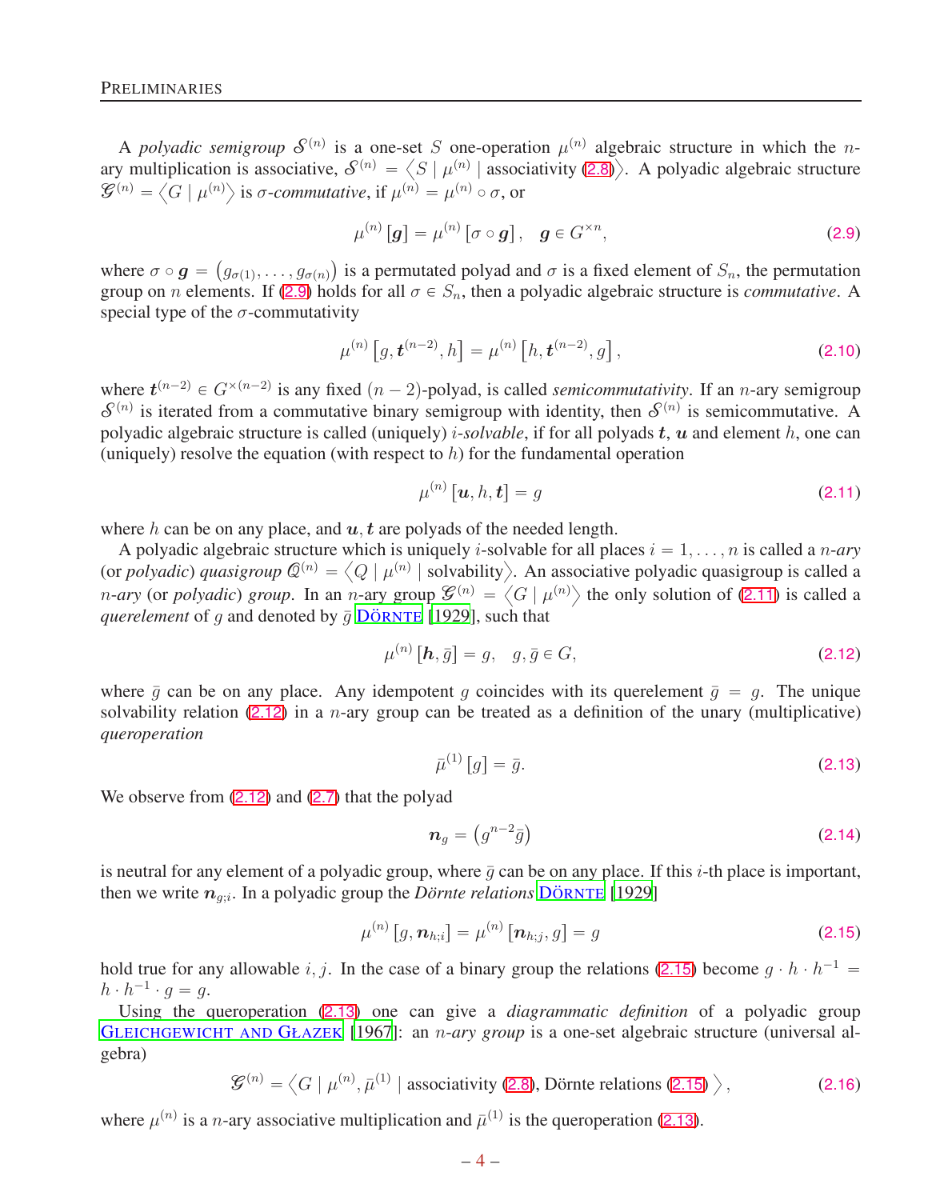A *polyadic semigroup* $\mathcal{S}^{(n)}$ is a one-set $S$ one-operation $\mu^{(n)}$ algebraic structure in which the $n$-ary multiplication is associative, $\mathcal{S}^{(n)} = \left\langle S \mid \mu^{(n)} \mid \text{associativity (2.8)} \right\rangle$. A polyadic algebraic structure $\mathcal{G}^{(n)} = \left\langle G \mid \mu^{(n)} \right\rangle$ is *σ-commutative*, if $\mu^{(n)} = \mu^{(n)} \circ \sigma$, or

$$\mu^{(n)}[\boldsymbol{g}] = \mu^{(n)}[\sigma \circ \boldsymbol{g}], \quad \boldsymbol{g} \in G^{\times n}, \tag{2.9}$$

where $\sigma \circ \boldsymbol{g} = \left(g_{\sigma(1)}, \ldots, g_{\sigma(n)}\right)$ is a permutated polyad and $\sigma$ is a fixed element of $S_n$, the permutation group on $n$ elements. If (2.9) holds for all $\sigma \in S_n$, then a polyadic algebraic structure is *commutative*. A special type of the $\sigma$-commutativity

$$\mu^{(n)}\left[g, \boldsymbol{t}^{(n-2)}, h\right] = \mu^{(n)}\left[h, \boldsymbol{t}^{(n-2)}, g\right], \tag{2.10}$$

where $\boldsymbol{t}^{(n-2)} \in G^{\times(n-2)}$ is any fixed $(n-2)$-polyad, is called *semicommutativity*. If an $n$-ary semigroup $\mathcal{S}^{(n)}$ is iterated from a commutative binary semigroup with identity, then $\mathcal{S}^{(n)}$ is semicommutative. A polyadic algebraic structure is called (uniquely) *i-solvable*, if for all polyads $\boldsymbol{t}$, $\boldsymbol{u}$ and element $h$, one can (uniquely) resolve the equation (with respect to $h$) for the fundamental operation

$$\mu^{(n)}[\boldsymbol{u}, h, \boldsymbol{t}] = g \tag{2.11}$$

where $h$ can be on any place, and $\boldsymbol{u}, \boldsymbol{t}$ are polyads of the needed length.

A polyadic algebraic structure which is uniquely $i$-solvable for all places $i = 1, \ldots, n$ is called a *n-ary* (or *polyadic*) *quasigroup* $\mathcal{Q}^{(n)} = \left\langle Q \mid \mu^{(n)} \mid \text{solvability} \right\rangle$. An associative polyadic quasigroup is called a *n-ary* (or *polyadic*) *group*. In an $n$-ary group $\mathcal{G}^{(n)} = \left\langle G \mid \mu^{(n)} \right\rangle$ the only solution of (2.11) is called a *querelement* of $g$ and denoted by $\bar{g}$ DÖRNTE [1929], such that

$$\mu^{(n)}[\boldsymbol{h}, \bar{g}] = g, \quad g, \bar{g} \in G, \tag{2.12}$$

where $\bar{g}$ can be on any place. Any idempotent $g$ coincides with its querelement $\bar{g} = g$. The unique solvability relation (2.12) in a $n$-ary group can be treated as a definition of the unary (multiplicative) *queroperation*

$$\bar{\mu}^{(1)}[g] = \bar{g}. \tag{2.13}$$

We observe from (2.12) and (2.7) that the polyad

$$\boldsymbol{n}_g = \left(g^{n-2}\bar{g}\right) \tag{2.14}$$

is neutral for any element of a polyadic group, where $\bar{g}$ can be on any place. If this $i$-th place is important, then we write $\boldsymbol{n}_{g;i}$. In a polyadic group the *Dörnte relations* DÖRNTE [1929]

$$\mu^{(n)}[g, \boldsymbol{n}_{h;i}] = \mu^{(n)}[\boldsymbol{n}_{h;j}, g] = g \tag{2.15}$$

hold true for any allowable $i, j$. In the case of a binary group the relations (2.15) become $g \cdot h \cdot h^{-1} = h \cdot h^{-1} \cdot g = g$.

Using the queroperation (2.13) one can give a *diagrammatic definition* of a polyadic group GLEICHGEWICHT AND GŁAZEK [1967]: an *n-ary group* is a one-set algebraic structure (universal algebra)

$$\mathcal{G}^{(n)} = \left\langle G \mid \mu^{(n)}, \bar{\mu}^{(1)} \mid \text{associativity (2.8), Dörnte relations (2.15)} \right\rangle, \tag{2.16}$$

where $\mu^{(n)}$ is a $n$-ary associative multiplication and $\bar{\mu}^{(1)}$ is the queroperation (2.13).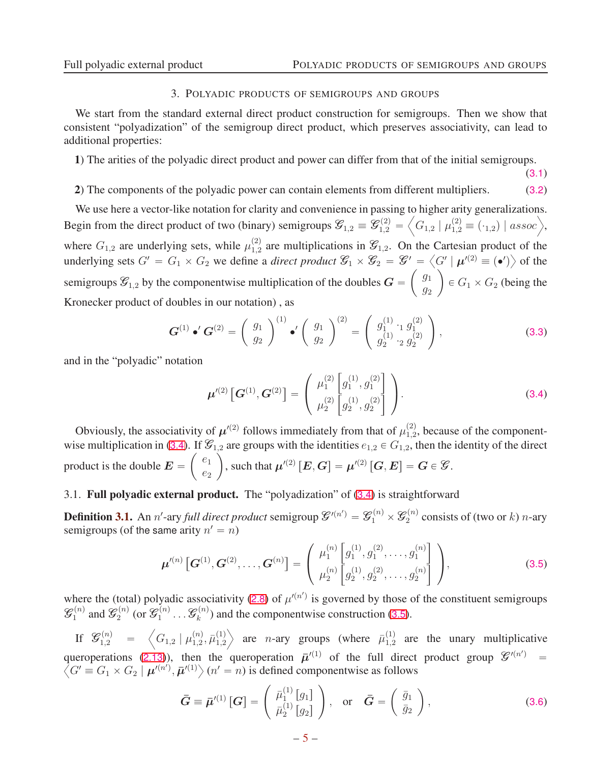## 3. Polyadic products of semigroups and groups

We start from the standard external direct product construction for semigroups. Then we show that consistent "polyadization" of the semigroup direct product, which preserves associativity, can lead to additional properties:

**1**) The arities of the polyadic direct product and power can differ from that of the initial semigroups. (3.1)

**2**) The components of the polyadic power can contain elements from different multipliers. (3.2)

We use here a vector-like notation for clarity and convenience in passing to higher arity generalizations. Begin from the direct product of two (binary) semigroups $\mathcal{G}_{1,2} \equiv \mathcal{G}_{1,2}^{(2)} = \left\langle G_{1,2} \mid \mu_{1,2}^{(2)} \equiv (\cdot_{1,2}) \mid assoc \right\rangle$, where $G_{1,2}$ are underlying sets, while $\mu_{1,2}^{(2)}$ are multiplications in $\mathcal{G}_{1,2}$. On the Cartesian product of the underlying sets $G' = G_1 \times G_2$ we define a *direct product* $\mathcal{G}_1 \times \mathcal{G}_2 = \mathcal{G}' = \left\langle G' \mid \boldsymbol{\mu}'^{(2)} \equiv (\bullet') \right\rangle$ of the semigroups $\mathcal{G}_{1,2}$ by the componentwise multiplication of the doubles $\boldsymbol{G} = \begin{pmatrix} g_1 \\ g_2 \end{pmatrix} \in G_1 \times G_2$ (being the Kronecker product of doubles in our notation) , as

$$\boldsymbol{G}^{(1)} \bullet' \boldsymbol{G}^{(2)} = \begin{pmatrix} g_1 \\ g_2 \end{pmatrix}^{(1)} \bullet' \begin{pmatrix} g_1 \\ g_2 \end{pmatrix}^{(2)} = \begin{pmatrix} g_1^{(1)} \cdot_1 g_1^{(2)} \\ g_2^{(1)} \cdot_2 g_2^{(2)} \end{pmatrix}, \tag{3.3}$$

and in the "polyadic" notation

$$\boldsymbol{\mu}'^{(2)} \left[ \boldsymbol{G}^{(1)}, \boldsymbol{G}^{(2)} \right] = \begin{pmatrix} \mu_1^{(2)} \left[ g_1^{(1)}, g_1^{(2)} \right] \\ \mu_2^{(2)} \left[ g_2^{(1)}, g_2^{(2)} \right] \end{pmatrix}. \tag{3.4}$$

Obviously, the associativity of $\boldsymbol{\mu}'^{(2)}$ follows immediately from that of $\mu_{1,2}^{(2)}$, because of the componentwise multiplication in (3.4). If $\mathcal{G}_{1,2}$ are groups with the identities $e_{1,2} \in G_{1,2}$, then the identity of the direct product is the double $\boldsymbol{E} = \begin{pmatrix} e_1 \\ e_2 \end{pmatrix}$, such that $\boldsymbol{\mu}'^{(2)} [\boldsymbol{E}, \boldsymbol{G}] = \boldsymbol{\mu}'^{(2)} [\boldsymbol{G}, \boldsymbol{E}] = \boldsymbol{G} \in \mathcal{G}$.

### 3.1. Full polyadic external product.

The "polyadization" of (3.4) is straightforward

**Definition 3.1.** An $n'$-ary *full direct product* semigroup $\mathcal{G}'^{(n')} = \mathcal{G}_1^{(n)} \times \mathcal{G}_2^{(n)}$ consists of (two or $k$) $n$-ary semigroups (of the same arity $n' = n$)

$$\boldsymbol{\mu}'^{(n)} \left[ \boldsymbol{G}^{(1)}, \boldsymbol{G}^{(2)}, \ldots, \boldsymbol{G}^{(n)} \right] = \begin{pmatrix} \mu_1^{(n)} \left[ g_1^{(1)}, g_1^{(2)}, \ldots, g_1^{(n)} \right] \\ \mu_2^{(n)} \left[ g_2^{(1)}, g_2^{(2)}, \ldots, g_2^{(n)} \right] \end{pmatrix}, \tag{3.5}$$

where the (total) polyadic associativity (2.8) of $\mu'^{(n')}$ is governed by those of the constituent semigroups $\mathcal{G}_1^{(n)}$ and $\mathcal{G}_2^{(n)}$ (or $\mathcal{G}_1^{(n)} \ldots \mathcal{G}_k^{(n)}$) and the componentwise construction (3.5).

If $\mathcal{G}_{1,2}^{(n)} = \left\langle G_{1,2} \mid \mu_{1,2}^{(n)}, \bar{\mu}_{1,2}^{(1)} \right\rangle$ are $n$-ary groups (where $\bar{\mu}_{1,2}^{(1)}$ are the unary multiplicative queroperations (2.13)), then the queroperation $\bar{\boldsymbol{\mu}}'^{(1)}$ of the full direct product group $\mathcal{G}'^{(n')} = \left\langle G' \equiv G_1 \times G_2 \mid \boldsymbol{\mu}'^{(n')}, \bar{\boldsymbol{\mu}}'^{(1)} \right\rangle$ $(n' = n)$ is defined componentwise as follows

$$\bar{\boldsymbol{G}} \equiv \bar{\boldsymbol{\mu}}'^{(1)} [\boldsymbol{G}] = \begin{pmatrix} \bar{\mu}_1^{(1)} [g_1] \\ \bar{\mu}_2^{(1)} [g_2] \end{pmatrix}, \quad \text{or} \quad \bar{\boldsymbol{G}} = \begin{pmatrix} \bar{g}_1 \\ \bar{g}_2 \end{pmatrix}, \tag{3.6}$$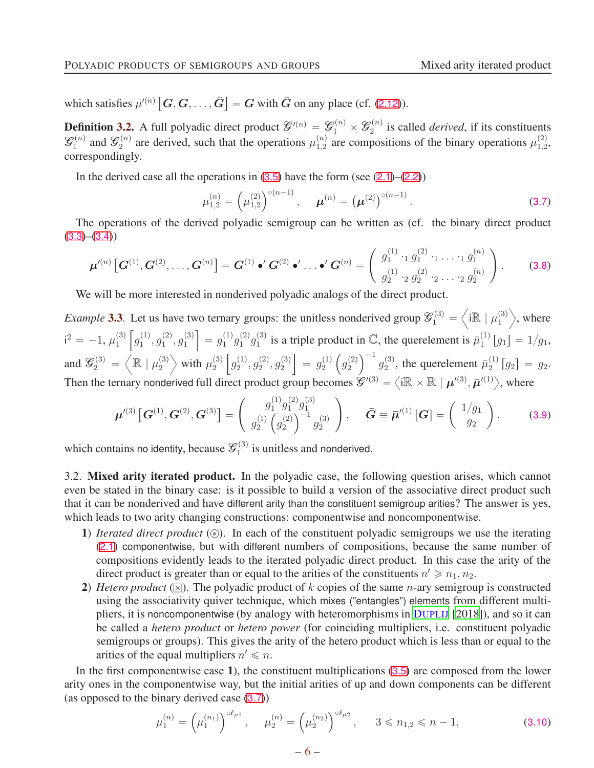which satisfies $\mu'^{(n)}\left[\boldsymbol{G},\boldsymbol{G},\ldots,\bar{\boldsymbol{G}}\right]=\boldsymbol{G}$ with $\bar{\boldsymbol{G}}$ on any place (cf. (2.12)).

**Definition 3.2.** A full polyadic direct product $\mathscr{G}'^{(n)}=\mathscr{G}_1^{(n)}\times\mathscr{G}_2^{(n)}$ is called *derived*, if its constituents $\mathscr{G}_1^{(n)}$ and $\mathscr{G}_2^{(n)}$ are derived, such that the operations $\mu_{1,2}^{(n)}$ are compositions of the binary operations $\mu_{1,2}^{(2)}$, correspondingly.

In the derived case all the operations in (3.5) have the form (see (2.1)–(2.2))

$$\mu_{1,2}^{(n)}=\left(\mu_{1,2}^{(2)}\right)^{\circ(n-1)},\quad \boldsymbol{\mu}^{(n)}=\left(\boldsymbol{\mu}^{(2)}\right)^{\circ(n-1)}. \tag{3.7}$$

The operations of the derived polyadic semigroup can be written as (cf. the binary direct product (3.3)–(3.4))

$$\boldsymbol{\mu}'^{(n)}\left[\boldsymbol{G}^{(1)},\boldsymbol{G}^{(2)},\ldots,\boldsymbol{G}^{(n)}\right]=\boldsymbol{G}^{(1)}\bullet'\boldsymbol{G}^{(2)}\bullet'\ldots\bullet'\boldsymbol{G}^{(n)}=\left(\begin{array}{c}g_1^{(1)}\cdot_1 g_1^{(2)}\cdot_1\ldots\cdot_1 g_1^{(n)}\\ g_2^{(1)}\cdot_2 g_2^{(2)}\cdot_2\ldots\cdot_2 g_2^{(n)}\end{array}\right). \tag{3.8}$$

We will be more interested in nonderived polyadic analogs of the direct product.

*Example* 3.3. Let us have two ternary groups: the unitless nonderived group $\mathscr{G}_1^{(3)}=\left\langle \mathrm{i}\mathbb{R}\mid\mu_1^{(3)}\right\rangle$, where $\mathrm{i}^2=-1$, $\mu_1^{(3)}\left[g_1^{(1)},g_1^{(2)},g_1^{(3)}\right]=g_1^{(1)}g_1^{(2)}g_1^{(3)}$ is a triple product in $\mathbb{C}$, the querelement is $\bar{\mu}_1^{(1)}\left[g_1\right]=1/g_1$, and $\mathscr{G}_2^{(3)}=\left\langle\mathbb{R}\mid\mu_2^{(3)}\right\rangle$ with $\mu_2^{(3)}\left[g_2^{(1)},g_2^{(2)},g_2^{(3)}\right]=g_2^{(1)}\left(g_2^{(2)}\right)^{-1}g_2^{(3)}$, the querelement $\bar{\mu}_2^{(1)}\left[g_2\right]=g_2$. Then the ternary nonderived full direct product group becomes $\mathscr{G}'^{(3)}=\left\langle \mathrm{i}\mathbb{R}\times\mathbb{R}\mid\boldsymbol{\mu}'^{(3)},\bar{\boldsymbol{\mu}}'^{(1)}\right\rangle$, where

$$\boldsymbol{\mu}'^{(3)}\left[\boldsymbol{G}^{(1)},\boldsymbol{G}^{(2)},\boldsymbol{G}^{(3)}\right]=\left(\begin{array}{c}g_1^{(1)}g_1^{(2)}g_1^{(3)}\\ g_2^{(1)}\left(g_2^{(2)}\right)^{-1}g_2^{(3)}\end{array}\right),\quad \bar{\boldsymbol{G}}\equiv\bar{\boldsymbol{\mu}}'^{(1)}\left[\boldsymbol{G}\right]=\left(\begin{array}{c}1/g_1\\ g_2\end{array}\right), \tag{3.9}$$

which contains no identity, because $\mathscr{G}_1^{(3)}$ is unitless and nonderived.

3.2. **Mixed arity iterated product.** In the polyadic case, the following question arises, which cannot even be stated in the binary case: is it possible to build a version of the associative direct product such that it can be nonderived and have different arity than the constituent semigroup arities? The answer is yes, which leads to two arity changing constructions: componentwise and noncomponentwise.

1) *Iterated direct product* (⊛). In each of the constituent polyadic semigroups we use the iterating (2.1) componentwise, but with different numbers of compositions, because the same number of compositions evidently leads to the iterated polyadic direct product. In this case the arity of the direct product is greater than or equal to the arities of the constituents $n'\geqslant n_1,n_2$.

2) *Hetero product* (⊠). The polyadic product of $k$ copies of the same $n$-ary semigroup is constructed using the associativity quiver technique, which mixes ("entangles") elements from different multipliers, it is noncomponentwise (by analogy with heteromorphisms in DUPLIJ [2018]), and so it can be called a *hetero product* or *hetero power* (for coinciding multipliers, i.e. constituent polyadic semigroups or groups). This gives the arity of the hetero product which is less than or equal to the arities of the equal multipliers $n'\leqslant n$.

In the first componentwise case **1**), the constituent multiplications (3.5) are composed from the lower arity ones in the componentwise way, but the initial arities of up and down components can be different (as opposed to the binary derived case (3.7))

$$\mu_1^{(n)}=\left(\mu_1^{(n_1)}\right)^{\circ\ell_{\mu1}},\quad \mu_2^{(n)}=\left(\mu_2^{(n_2)}\right)^{\circ\ell_{\mu2}},\quad 3\leqslant n_{1,2}\leqslant n-1, \tag{3.10}$$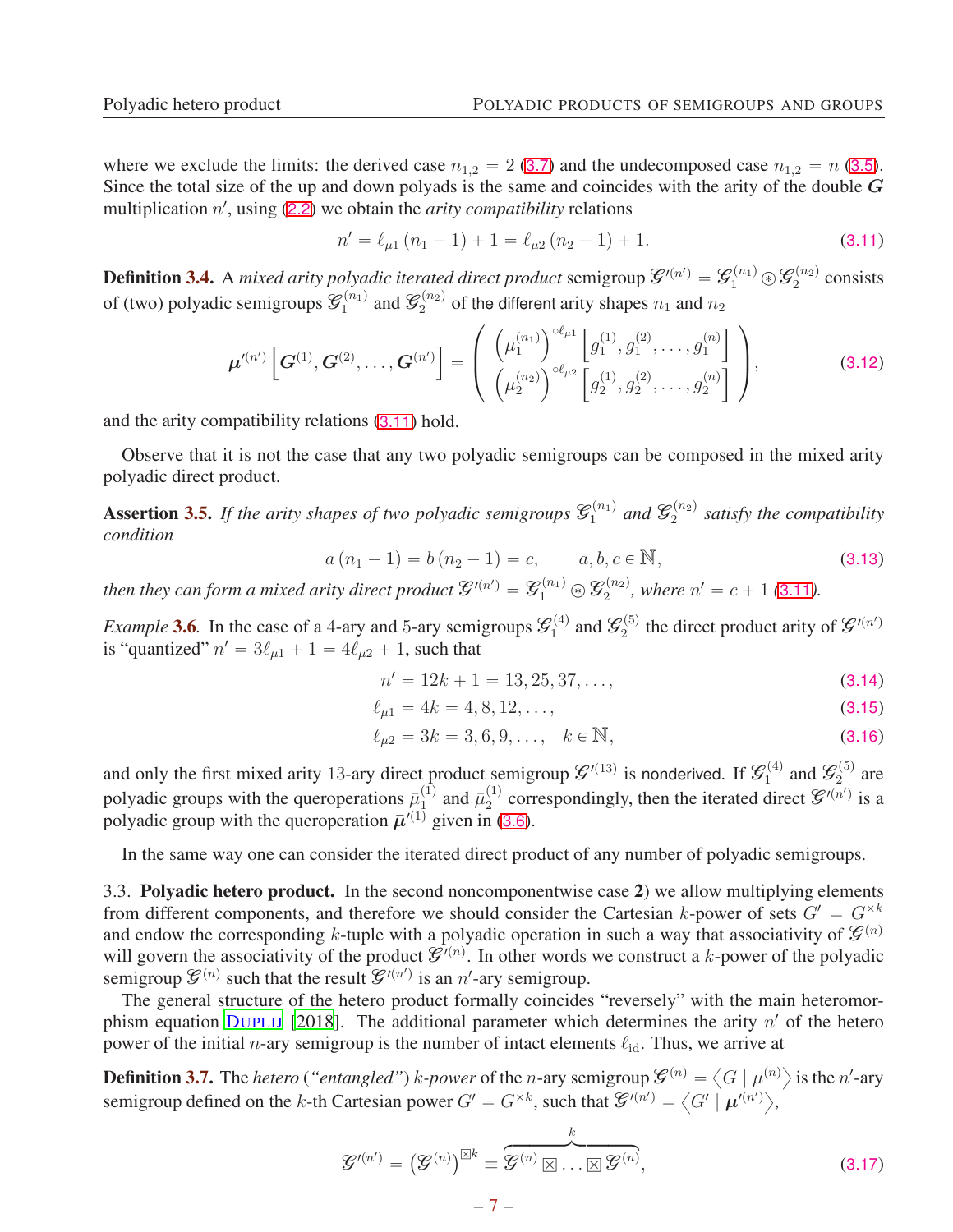where we exclude the limits: the derived case $n_{1,2} = 2$ (3.7) and the undecomposed case $n_{1,2} = n$ (3.5). Since the total size of the up and down polyads is the same and coincides with the arity of the double $\boldsymbol{G}$ multiplication $n'$, using (2.2) we obtain the *arity compatibility* relations

$$n' = \ell_{\mu 1}(n_1 - 1) + 1 = \ell_{\mu 2}(n_2 - 1) + 1. \tag{3.11}$$

**Definition 3.4.** A *mixed arity polyadic iterated direct product* semigroup $\mathcal{G}'^{(n')} = \mathcal{G}_1^{(n_1)} \circledast \mathcal{G}_2^{(n_2)}$ consists of (two) polyadic semigroups $\mathcal{G}_1^{(n_1)}$ and $\mathcal{G}_2^{(n_2)}$ of the different arity shapes $n_1$ and $n_2$

$$\boldsymbol{\mu}'^{(n')}\left[\boldsymbol{G}^{(1)}, \boldsymbol{G}^{(2)}, \ldots, \boldsymbol{G}^{(n')}\right] = \begin{pmatrix} \left(\mu_1^{(n_1)}\right)^{\circ \ell_{\mu 1}}\left[g_1^{(1)}, g_1^{(2)}, \ldots, g_1^{(n)}\right] \\ \left(\mu_2^{(n_2)}\right)^{\circ \ell_{\mu 2}}\left[g_2^{(1)}, g_2^{(2)}, \ldots, g_2^{(n)}\right] \end{pmatrix}, \tag{3.12}$$

and the arity compatibility relations (3.11) hold.

Observe that it is not the case that any two polyadic semigroups can be composed in the mixed arity polyadic direct product.

**Assertion 3.5.** *If the arity shapes of two polyadic semigroups $\mathcal{G}_1^{(n_1)}$ and $\mathcal{G}_2^{(n_2)}$ satisfy the compatibility condition*

$$a(n_1 - 1) = b(n_2 - 1) = c, \qquad a, b, c \in \mathbb{N}, \tag{3.13}$$

*then they can form a mixed arity direct product $\mathcal{G}'^{(n')} = \mathcal{G}_1^{(n_1)} \circledast \mathcal{G}_2^{(n_2)}$, where $n' = c + 1$ (3.11).*

*Example* 3.6. In the case of a 4-ary and 5-ary semigroups $\mathcal{G}_1^{(4)}$ and $\mathcal{G}_2^{(5)}$ the direct product arity of $\mathcal{G}'^{(n')}$ is "quantized" $n' = 3\ell_{\mu 1} + 1 = 4\ell_{\mu 2} + 1$, such that

$$n' = 12k + 1 = 13, 25, 37, \ldots, \tag{3.14}$$

$$\ell_{\mu 1} = 4k = 4, 8, 12, \ldots, \tag{3.15}$$

$$\ell_{\mu 2} = 3k = 3, 6, 9, \ldots, \quad k \in \mathbb{N}, \tag{3.16}$$

and only the first mixed arity 13-ary direct product semigroup $\mathcal{G}'^{(13)}$ is nonderived. If $\mathcal{G}_1^{(4)}$ and $\mathcal{G}_2^{(5)}$ are polyadic groups with the queroperations $\bar{\mu}_1^{(1)}$ and $\bar{\mu}_2^{(1)}$ correspondingly, then the iterated direct $\mathcal{G}'^{(n')}$ is a polyadic group with the queroperation $\bar{\boldsymbol{\mu}}'^{(1)}$ given in (3.6).

In the same way one can consider the iterated direct product of any number of polyadic semigroups.

3.3. **Polyadic hetero product.** In the second noncomponentwise case **2**) we allow multiplying elements from different components, and therefore we should consider the Cartesian $k$-power of sets $G' = G^{\times k}$ and endow the corresponding $k$-tuple with a polyadic operation in such a way that associativity of $\mathcal{G}^{(n)}$ will govern the associativity of the product $\mathcal{G}'^{(n)}$. In other words we construct a $k$-power of the polyadic semigroup $\mathcal{G}^{(n)}$ such that the result $\mathcal{G}'^{(n')}$ is an $n'$-ary semigroup.

The general structure of the hetero product formally coincides "reversely" with the main heteromorphism equation Duplij [2018]. The additional parameter which determines the arity $n'$ of the hetero power of the initial $n$-ary semigroup is the number of intact elements $\ell_{\text{id}}$. Thus, we arrive at

**Definition 3.7.** The *hetero* (*"entangled"*) $k$-*power* of the $n$-ary semigroup $\mathcal{G}^{(n)} = \left\langle G \mid \mu^{(n)} \right\rangle$ is the $n'$-ary semigroup defined on the $k$-th Cartesian power $G' = G^{\times k}$, such that $\mathcal{G}'^{(n')} = \left\langle G' \mid \boldsymbol{\mu}'^{(n')} \right\rangle$,

$$\mathcal{G}'^{(n')} = \left(\mathcal{G}^{(n)}\right)^{\boxtimes k} \equiv \overbrace{\mathcal{G}^{(n)} \boxtimes \ldots \boxtimes \mathcal{G}^{(n)}}^{k}, \tag{3.17}$$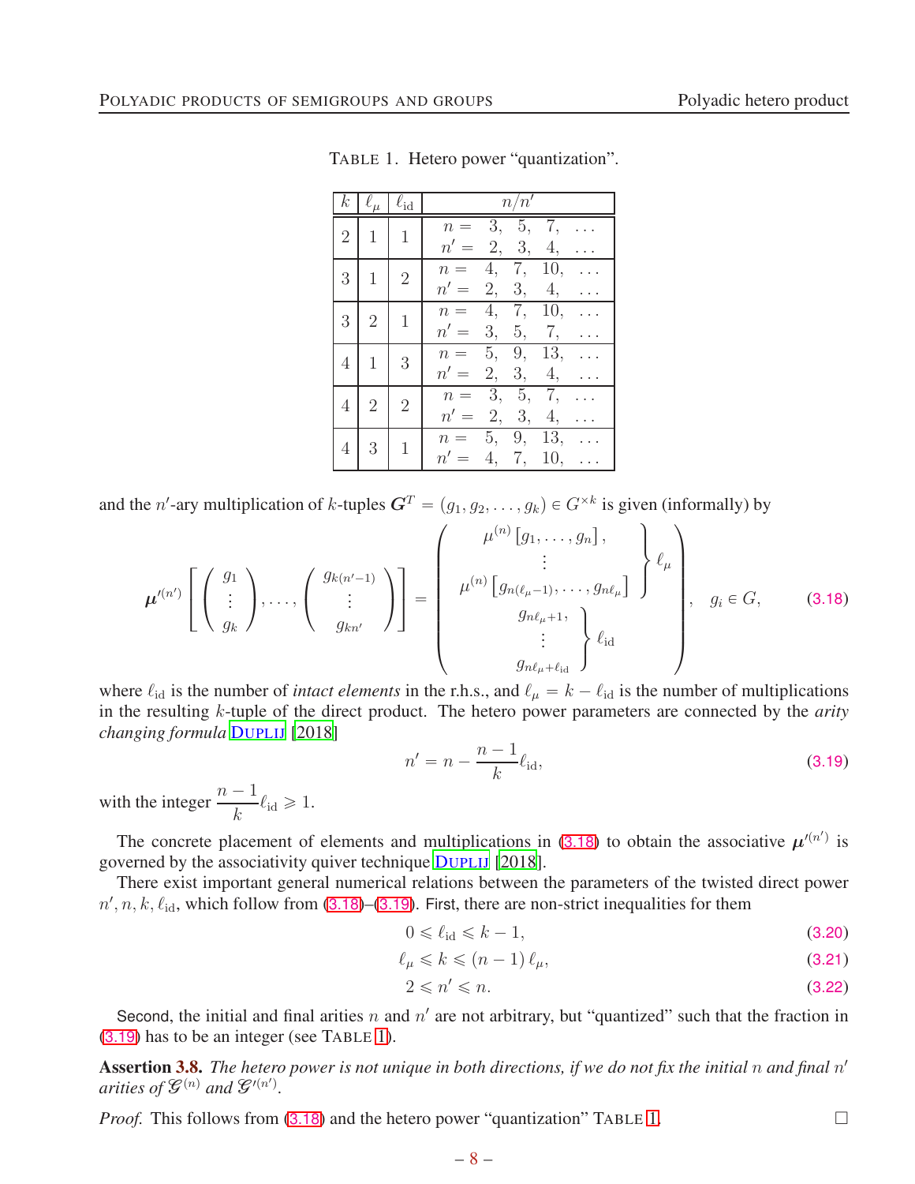TABLE 1. Hetero power "quantization".

| $k$ | $\ell_\mu$ | $\ell_{\text{id}}$ | $n/n'$ |
|---|---|---|---|
| 2 | 1 | 1 | $n = 3, 5, 7, \ldots$ <br> $n' = 2, 3, 4, \ldots$ |
| 3 | 1 | 2 | $n = 4, 7, 10, \ldots$ <br> $n' = 2, 3, 4, \ldots$ |
| 3 | 2 | 1 | $n = 4, 7, 10, \ldots$ <br> $n' = 3, 5, 7, \ldots$ |
| 4 | 1 | 3 | $n = 5, 9, 13, \ldots$ <br> $n' = 2, 3, 4, \ldots$ |
| 4 | 2 | 2 | $n = 3, 5, 7, \ldots$ <br> $n' = 2, 3, 4, \ldots$ |
| 4 | 3 | 1 | $n = 5, 9, 13, \ldots$ <br> $n' = 4, 7, 10, \ldots$ |

and the $n'$-ary multiplication of $k$-tuples $\boldsymbol{G}^T = (g_1, g_2, \ldots, g_k) \in G^{\times k}$ is given (informally) by

$$
\boldsymbol{\mu}'^{(n')}\left[\begin{pmatrix} g_1 \\ \vdots \\ g_k \end{pmatrix}, \ldots, \begin{pmatrix} g_{k(n'-1)} \\ \vdots \\ g_{kn'} \end{pmatrix}\right] = \begin{pmatrix} \left.\begin{matrix} \mu^{(n)}\left[g_1, \ldots, g_n\right], \\ \vdots \\ \mu^{(n)}\left[g_{n(\ell_\mu - 1)}, \ldots, g_{n\ell_\mu}\right] \end{matrix}\right\} \ell_\mu \\ \left.\begin{matrix} g_{n\ell_\mu + 1}, \\ \vdots \\ g_{n\ell_\mu + \ell_{\text{id}}} \end{matrix}\right\} \ell_{\text{id}} \end{pmatrix}, \quad g_i \in G, \tag{3.18}
$$

where $\ell_{\text{id}}$ is the number of *intact elements* in the r.h.s., and $\ell_\mu = k - \ell_{\text{id}}$ is the number of multiplications in the resulting $k$-tuple of the direct product. The hetero power parameters are connected by the *arity changing formula* DUPLIJ [2018]

$$
n' = n - \frac{n-1}{k}\ell_{\text{id}}, \tag{3.19}
$$

with the integer $\dfrac{n-1}{k}\ell_{\text{id}} \geqslant 1$.

The concrete placement of elements and multiplications in (3.18) to obtain the associative $\boldsymbol{\mu}'^{(n')}$ is governed by the associativity quiver technique DUPLIJ [2018].

There exist important general numerical relations between the parameters of the twisted direct power $n', n, k, \ell_{\text{id}}$, which follow from (3.18)–(3.19). First, there are non-strict inequalities for them

$$
0 \leqslant \ell_{\text{id}} \leqslant k - 1, \tag{3.20}
$$

$$
\ell_\mu \leqslant k \leqslant (n-1)\,\ell_\mu, \tag{3.21}
$$

$$
2 \leqslant n' \leqslant n. \tag{3.22}
$$

Second, the initial and final arities $n$ and $n'$ are not arbitrary, but "quantized" such that the fraction in (3.19) has to be an integer (see TABLE 1).

**Assertion 3.8.** *The hetero power is not unique in both directions, if we do not fix the initial $n$ and final $n'$ arities of $\mathscr{G}^{(n)}$ and $\mathscr{G}'^{(n')}$.*

*Proof.* This follows from (3.18) and the hetero power "quantization" TABLE 1. □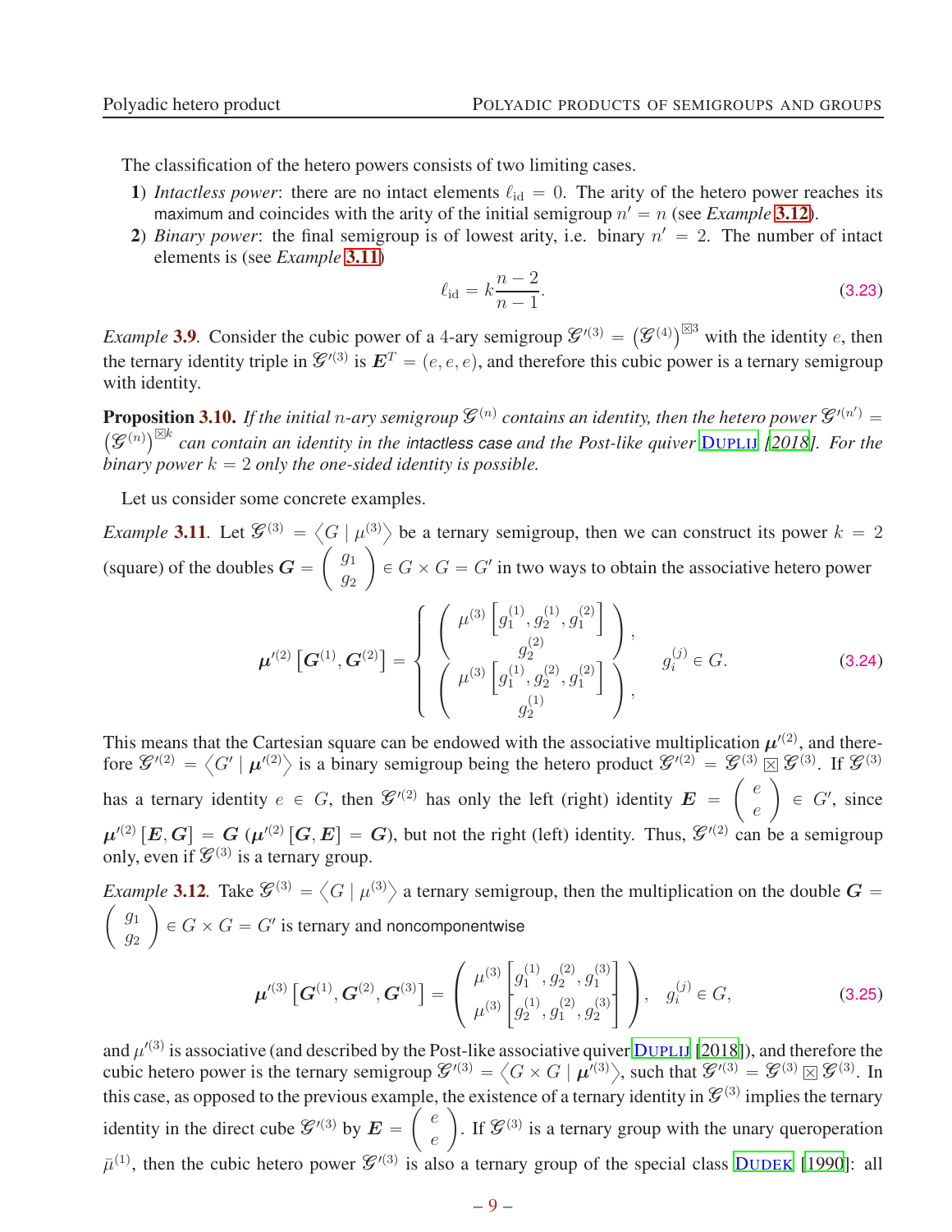The classification of the hetero powers consists of two limiting cases.

1) *Intactless power*: there are no intact elements $\ell_{\rm id} = 0$. The arity of the hetero power reaches its maximum and coincides with the arity of the initial semigroup $n' = n$ (see *Example* 3.12).
2) *Binary power*: the final semigroup is of lowest arity, i.e. binary $n' = 2$. The number of intact elements is (see *Example* 3.11)

$$\ell_{\rm id} = k\frac{n-2}{n-1}. \tag{3.23}$$

*Example* **3.9**. Consider the cubic power of a 4-ary semigroup $\mathscr{G}'^{(3)} = \left(\mathscr{G}^{(4)}\right)^{\boxtimes 3}$ with the identity $e$, then the ternary identity triple in $\mathscr{G}'^{(3)}$ is $\boldsymbol{E}^T = (e, e, e)$, and therefore this cubic power is a ternary semigroup with identity.

**Proposition 3.10.** *If the initial $n$-ary semigroup $\mathscr{G}^{(n)}$ contains an identity, then the hetero power $\mathscr{G}'^{(n')} = \left(\mathscr{G}^{(n)}\right)^{\boxtimes k}$ can contain an identity in the intactless case and the Post-like quiver* Duplij *[2018]. For the binary power $k = 2$ only the one-sided identity is possible.*

Let us consider some concrete examples.

*Example* **3.11**. Let $\mathscr{G}^{(3)} = \left\langle G \mid \mu^{(3)} \right\rangle$ be a ternary semigroup, then we can construct its power $k = 2$ (square) of the doubles $\boldsymbol{G} = \begin{pmatrix} g_1 \\ g_2 \end{pmatrix} \in G \times G = G'$ in two ways to obtain the associative hetero power

$$\boldsymbol{\mu}'^{(2)} \left[\boldsymbol{G}^{(1)}, \boldsymbol{G}^{(2)}\right] = \left\{ \begin{array}{l} \begin{pmatrix} \mu^{(3)} \left[g_1^{(1)}, g_2^{(1)}, g_1^{(2)}\right] \\ g_2^{(2)} \end{pmatrix}, \\ \begin{pmatrix} \mu^{(3)} \left[g_1^{(1)}, g_2^{(2)}, g_1^{(2)}\right] \\ g_2^{(1)} \end{pmatrix}, \end{array} \right. \quad g_i^{(j)} \in G. \tag{3.24}$$

This means that the Cartesian square can be endowed with the associative multiplication $\boldsymbol{\mu}'^{(2)}$, and therefore $\mathscr{G}'^{(2)} = \left\langle G' \mid \boldsymbol{\mu}'^{(2)} \right\rangle$ is a binary semigroup being the hetero product $\mathscr{G}'^{(2)} = \mathscr{G}^{(3)} \boxtimes \mathscr{G}^{(3)}$. If $\mathscr{G}^{(3)}$ has a ternary identity $e \in G$, then $\mathscr{G}'^{(2)}$ has only the left (right) identity $\boldsymbol{E} = \begin{pmatrix} e \\ e \end{pmatrix} \in G'$, since $\boldsymbol{\mu}'^{(2)} [\boldsymbol{E}, \boldsymbol{G}] = \boldsymbol{G}$ ($\boldsymbol{\mu}'^{(2)} [\boldsymbol{G}, \boldsymbol{E}] = \boldsymbol{G}$), but not the right (left) identity. Thus, $\mathscr{G}'^{(2)}$ can be a semigroup only, even if $\mathscr{G}^{(3)}$ is a ternary group.

*Example* **3.12**. Take $\mathscr{G}^{(3)} = \left\langle G \mid \mu^{(3)} \right\rangle$ a ternary semigroup, then the multiplication on the double $\boldsymbol{G} = \begin{pmatrix} g_1 \\ g_2 \end{pmatrix} \in G \times G = G'$ is ternary and noncomponentwise

$$\boldsymbol{\mu}'^{(3)} \left[\boldsymbol{G}^{(1)}, \boldsymbol{G}^{(2)}, \boldsymbol{G}^{(3)}\right] = \begin{pmatrix} \mu^{(3)} \left[g_1^{(1)}, g_2^{(2)}, g_1^{(3)}\right] \\ \mu^{(3)} \left[g_2^{(1)}, g_1^{(2)}, g_2^{(3)}\right] \end{pmatrix}, \quad g_i^{(j)} \in G, \tag{3.25}$$

and $\mu'^{(3)}$ is associative (and described by the Post-like associative quiver Duplij [2018]), and therefore the cubic hetero power is the ternary semigroup $\mathscr{G}'^{(3)} = \left\langle G \times G \mid \boldsymbol{\mu}'^{(3)} \right\rangle$, such that $\mathscr{G}'^{(3)} = \mathscr{G}^{(3)} \boxtimes \mathscr{G}^{(3)}$. In this case, as opposed to the previous example, the existence of a ternary identity in $\mathscr{G}^{(3)}$ implies the ternary identity in the direct cube $\mathscr{G}'^{(3)}$ by $\boldsymbol{E} = \begin{pmatrix} e \\ e \end{pmatrix}$. If $\mathscr{G}^{(3)}$ is a ternary group with the unary queroperation $\bar{\mu}^{(1)}$, then the cubic hetero power $\mathscr{G}'^{(3)}$ is also a ternary group of the special class Dudek [1990]: all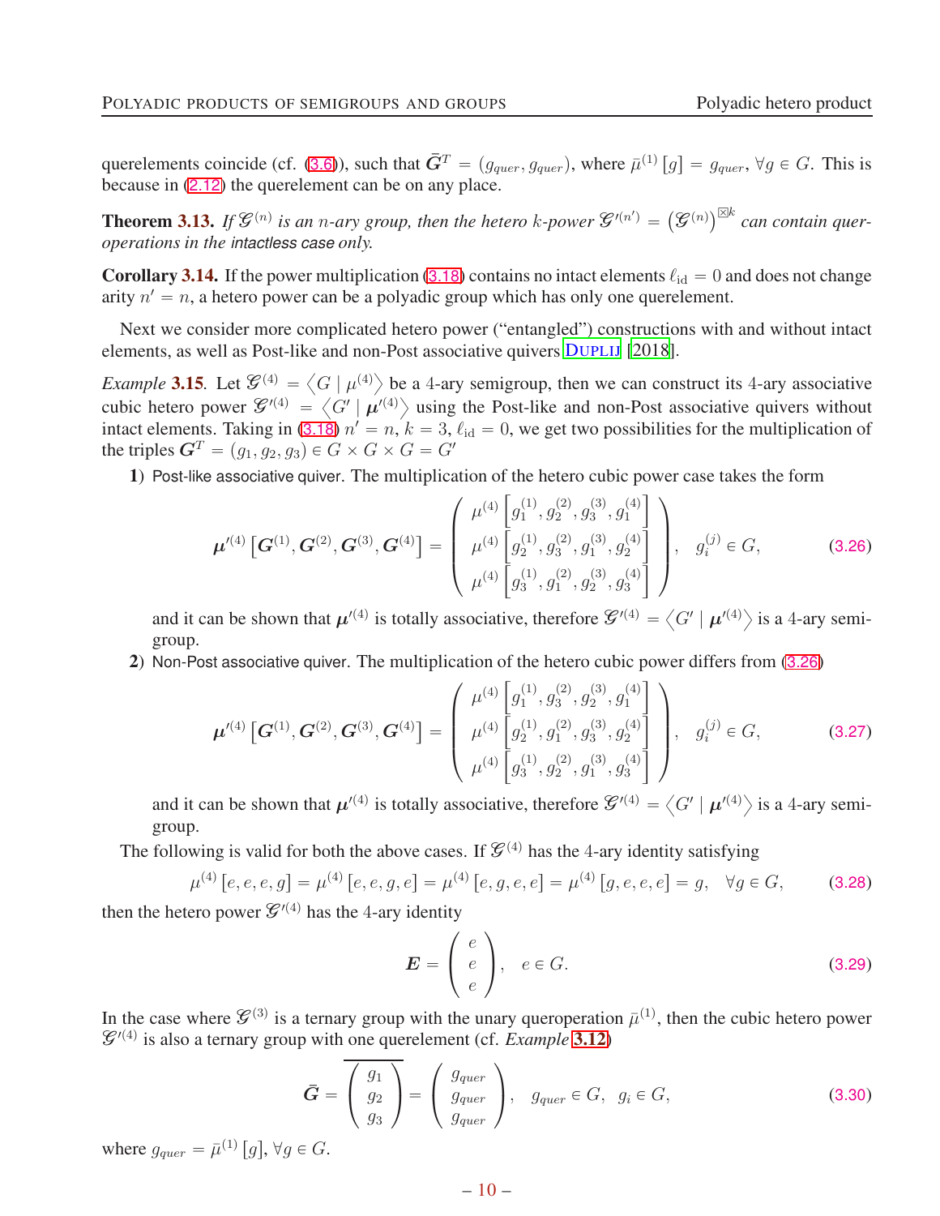querelements coincide (cf. (3.6)), such that $\bar{\boldsymbol{G}}^T = (g_{quer}, g_{quer})$, where $\bar{\mu}^{(1)}[g] = g_{quer}$, $\forall g \in G$. This is because in (2.12) the querelement can be on any place.

**Theorem 3.13.** *If $\mathscr{G}^{(n)}$ is an $n$-ary group, then the hetero $k$-power $\mathscr{G}'^{(n')} = \left(\mathscr{G}^{(n)}\right)^{\boxtimes k}$ can contain queroperations in the intactless case only.*

**Corollary 3.14.** If the power multiplication (3.18) contains no intact elements $\ell_{\text{id}} = 0$ and does not change arity $n' = n$, a hetero power can be a polyadic group which has only one querelement.

Next we consider more complicated hetero power ("entangled") constructions with and without intact elements, as well as Post-like and non-Post associative quivers Duplij [2018].

*Example* **3.15**. Let $\mathscr{G}^{(4)} = \left\langle G \mid \mu^{(4)} \right\rangle$ be a 4-ary semigroup, then we can construct its 4-ary associative cubic hetero power $\mathscr{G}'^{(4)} = \left\langle G' \mid \boldsymbol{\mu}'^{(4)} \right\rangle$ using the Post-like and non-Post associative quivers without intact elements. Taking in (3.18) $n' = n$, $k = 3$, $\ell_{\text{id}} = 0$, we get two possibilities for the multiplication of the triples $\boldsymbol{G}^T = (g_1, g_2, g_3) \in G \times G \times G = G'$

**1**) Post-like associative quiver. The multiplication of the hetero cubic power case takes the form

$$\boldsymbol{\mu}'^{(4)}\left[\boldsymbol{G}^{(1)}, \boldsymbol{G}^{(2)}, \boldsymbol{G}^{(3)}, \boldsymbol{G}^{(4)}\right] = \begin{pmatrix} \mu^{(4)}\left[g_1^{(1)}, g_2^{(2)}, g_3^{(3)}, g_1^{(4)}\right] \\ \mu^{(4)}\left[g_2^{(1)}, g_3^{(2)}, g_1^{(3)}, g_2^{(4)}\right] \\ \mu^{(4)}\left[g_3^{(1)}, g_1^{(2)}, g_2^{(3)}, g_3^{(4)}\right] \end{pmatrix}, \quad g_i^{(j)} \in G, \tag{3.26}$$

and it can be shown that $\boldsymbol{\mu}'^{(4)}$ is totally associative, therefore $\mathscr{G}'^{(4)} = \left\langle G' \mid \boldsymbol{\mu}'^{(4)} \right\rangle$ is a 4-ary semigroup.

**2**) Non-Post associative quiver. The multiplication of the hetero cubic power differs from (3.26)

$$\boldsymbol{\mu}'^{(4)}\left[\boldsymbol{G}^{(1)}, \boldsymbol{G}^{(2)}, \boldsymbol{G}^{(3)}, \boldsymbol{G}^{(4)}\right] = \begin{pmatrix} \mu^{(4)}\left[g_1^{(1)}, g_3^{(2)}, g_2^{(3)}, g_1^{(4)}\right] \\ \mu^{(4)}\left[g_2^{(1)}, g_1^{(2)}, g_3^{(3)}, g_2^{(4)}\right] \\ \mu^{(4)}\left[g_3^{(1)}, g_2^{(2)}, g_1^{(3)}, g_3^{(4)}\right] \end{pmatrix}, \quad g_i^{(j)} \in G, \tag{3.27}$$

and it can be shown that $\boldsymbol{\mu}'^{(4)}$ is totally associative, therefore $\mathscr{G}'^{(4)} = \left\langle G' \mid \boldsymbol{\mu}'^{(4)} \right\rangle$ is a 4-ary semigroup.

The following is valid for both the above cases. If $\mathscr{G}^{(4)}$ has the 4-ary identity satisfying

$$\mu^{(4)}[e, e, e, g] = \mu^{(4)}[e, e, g, e] = \mu^{(4)}[e, g, e, e] = \mu^{(4)}[g, e, e, e] = g, \quad \forall g \in G, \tag{3.28}$$

then the hetero power $\mathscr{G}'^{(4)}$ has the 4-ary identity

$$\boldsymbol{E} = \begin{pmatrix} e \\ e \\ e \end{pmatrix}, \quad e \in G. \tag{3.29}$$

In the case where $\mathscr{G}^{(3)}$ is a ternary group with the unary queroperation $\bar{\mu}^{(1)}$, then the cubic hetero power $\mathscr{G}'^{(4)}$ is also a ternary group with one querelement (cf. *Example* **3.12**)

$$\bar{\boldsymbol{G}} = \overline{\begin{pmatrix} g_1 \\ g_2 \\ g_3 \end{pmatrix}} = \begin{pmatrix} g_{quer} \\ g_{quer} \\ g_{quer} \end{pmatrix}, \quad g_{quer} \in G, \quad g_i \in G, \tag{3.30}$$

where $g_{quer} = \bar{\mu}^{(1)}[g]$, $\forall g \in G$.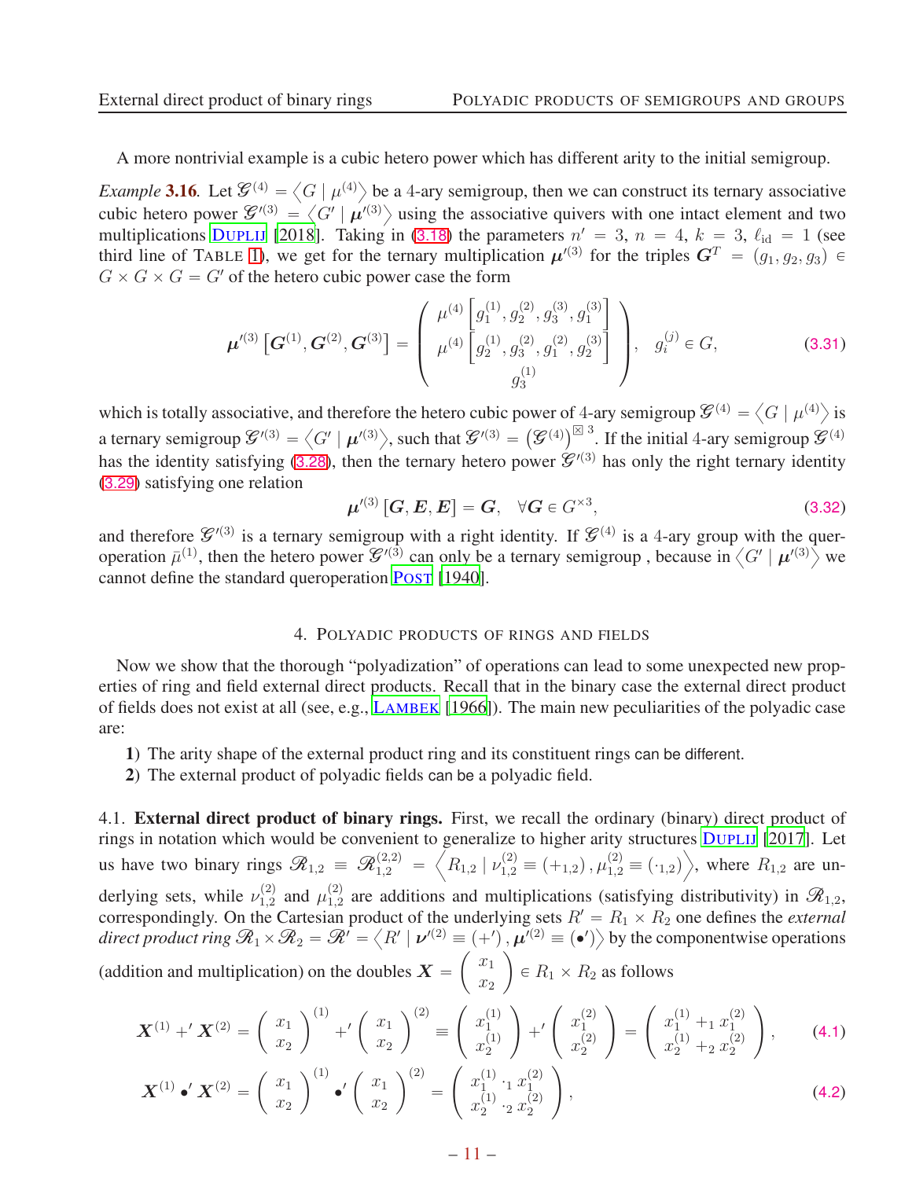A more nontrivial example is a cubic hetero power which has different arity to the initial semigroup.

*Example* **3.16**. Let $\mathscr{G}^{(4)} = \left\langle G \mid \mu^{(4)} \right\rangle$ be a 4-ary semigroup, then we can construct its ternary associative cubic hetero power $\mathscr{G}'^{(3)} = \left\langle G' \mid \boldsymbol{\mu}'^{(3)} \right\rangle$ using the associative quivers with one intact element and two multiplications Duplij [2018]. Taking in (3.18) the parameters $n' = 3$, $n = 4$, $k = 3$, $\ell_{\mathrm{id}} = 1$ (see third line of Table 1), we get for the ternary multiplication $\boldsymbol{\mu}'^{(3)}$ for the triples $\boldsymbol{G}^{T} = (g_1, g_2, g_3) \in G \times G \times G = G'$ of the hetero cubic power case the form

$$\boldsymbol{\mu}'^{(3)}\left[\boldsymbol{G}^{(1)}, \boldsymbol{G}^{(2)}, \boldsymbol{G}^{(3)}\right] = \begin{pmatrix} \mu^{(4)}\left[g_1^{(1)}, g_2^{(2)}, g_3^{(3)}, g_1^{(3)}\right] \\ \mu^{(4)}\left[g_2^{(1)}, g_3^{(2)}, g_1^{(2)}, g_2^{(3)}\right] \\ g_3^{(1)} \end{pmatrix}, \quad g_i^{(j)} \in G, \tag{3.31}$$

which is totally associative, and therefore the hetero cubic power of 4-ary semigroup $\mathscr{G}^{(4)} = \left\langle G \mid \mu^{(4)} \right\rangle$ is a ternary semigroup $\mathscr{G}'^{(3)} = \left\langle G' \mid \boldsymbol{\mu}'^{(3)} \right\rangle$, such that $\mathscr{G}'^{(3)} = \left(\mathscr{G}^{(4)}\right)^{\boxtimes 3}$. If the initial 4-ary semigroup $\mathscr{G}^{(4)}$ has the identity satisfying (3.28), then the ternary hetero power $\mathscr{G}'^{(3)}$ has only the right ternary identity (3.29) satisfying one relation

$$\boldsymbol{\mu}'^{(3)}\left[\boldsymbol{G}, \boldsymbol{E}, \boldsymbol{E}\right] = \boldsymbol{G}, \quad \forall \boldsymbol{G} \in G^{\times 3}, \tag{3.32}$$

and therefore $\mathscr{G}'^{(3)}$ is a ternary semigroup with a right identity. If $\mathscr{G}^{(4)}$ is a 4-ary group with the queroperation $\bar{\mu}^{(1)}$, then the hetero power $\mathscr{G}'^{(3)}$ can only be a ternary semigroup , because in $\left\langle G' \mid \boldsymbol{\mu}'^{(3)} \right\rangle$ we cannot define the standard queroperation Post [1940].

## 4. Polyadic products of rings and fields

Now we show that the thorough "polyadization" of operations can lead to some unexpected new properties of ring and field external direct products. Recall that in the binary case the external direct product of fields does not exist at all (see, e.g., Lambek [1966]). The main new peculiarities of the polyadic case are:

**1**) The arity shape of the external product ring and its constituent rings can be different.

**2**) The external product of polyadic fields can be a polyadic field.

### 4.1. External direct product of binary rings.

First, we recall the ordinary (binary) direct product of rings in notation which would be convenient to generalize to higher arity structures Duplij [2017]. Let us have two binary rings $\mathscr{R}_{1,2} \equiv \mathscr{R}_{1,2}^{(2,2)} = \left\langle R_{1,2} \mid \nu_{1,2}^{(2)} \equiv (+_{1,2}), \mu_{1,2}^{(2)} \equiv (\cdot_{1,2}) \right\rangle$, where $R_{1,2}$ are underlying sets, while $\nu_{1,2}^{(2)}$ and $\mu_{1,2}^{(2)}$ are additions and multiplications (satisfying distributivity) in $\mathscr{R}_{1,2}$, correspondingly. On the Cartesian product of the underlying sets $R' = R_1 \times R_2$ one defines the *external direct product ring* $\mathscr{R}_1 \times \mathscr{R}_2 = \mathscr{R}' = \left\langle R' \mid \boldsymbol{\nu}'^{(2)} \equiv (+'), \boldsymbol{\mu}'^{(2)} \equiv (\bullet') \right\rangle$ by the componentwise operations (addition and multiplication) on the doubles $\boldsymbol{X} = \begin{pmatrix} x_1 \\ x_2 \end{pmatrix} \in R_1 \times R_2$ as follows

$$\boldsymbol{X}^{(1)} +' \boldsymbol{X}^{(2)} = \begin{pmatrix} x_1 \\ x_2 \end{pmatrix}^{(1)} +' \begin{pmatrix} x_1 \\ x_2 \end{pmatrix}^{(2)} \equiv \begin{pmatrix} x_1^{(1)} \\ x_2^{(1)} \end{pmatrix} +' \begin{pmatrix} x_1^{(2)} \\ x_2^{(2)} \end{pmatrix} = \begin{pmatrix} x_1^{(1)} +_1 x_1^{(2)} \\ x_2^{(1)} +_2 x_2^{(2)} \end{pmatrix}, \tag{4.1}$$

$$\boldsymbol{X}^{(1)} \bullet' \boldsymbol{X}^{(2)} = \begin{pmatrix} x_1 \\ x_2 \end{pmatrix}^{(1)} \bullet' \begin{pmatrix} x_1 \\ x_2 \end{pmatrix}^{(2)} = \begin{pmatrix} x_1^{(1)} \cdot_1 x_1^{(2)} \\ x_2^{(1)} \cdot_2 x_2^{(2)} \end{pmatrix}, \tag{4.2}$$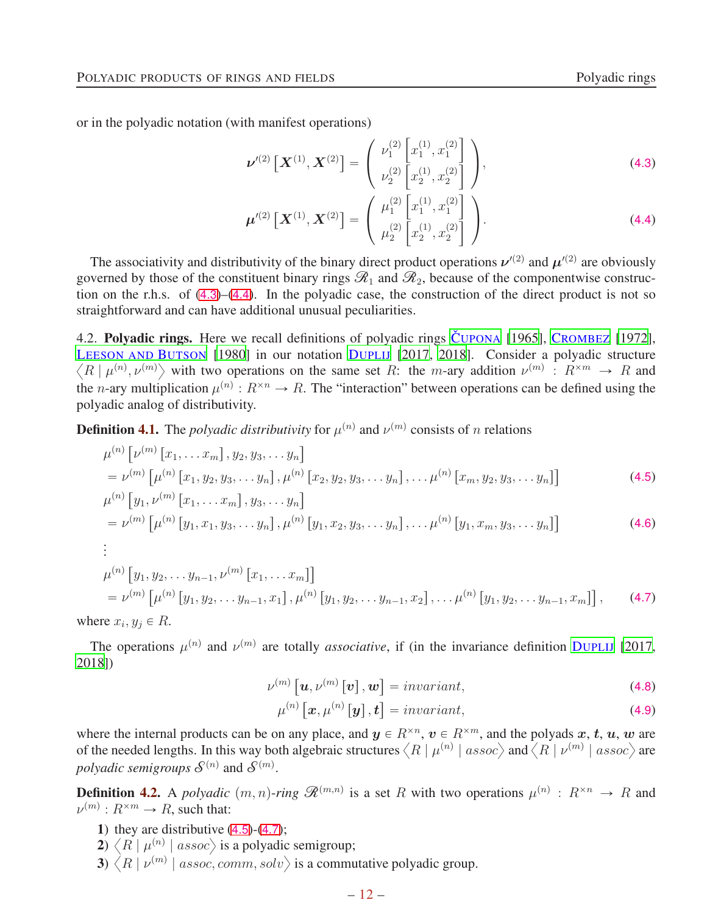or in the polyadic notation (with manifest operations)

$$\boldsymbol{\nu}'^{(2)}\left[\boldsymbol{X}^{(1)}, \boldsymbol{X}^{(2)}\right] = \left( \begin{array}{c} \nu_1^{(2)}\left[x_1^{(1)}, x_1^{(2)}\right] \\ \nu_2^{(2)}\left[x_2^{(1)}, x_2^{(2)}\right] \end{array} \right), \tag{4.3}$$

$$\boldsymbol{\mu}'^{(2)}\left[\boldsymbol{X}^{(1)}, \boldsymbol{X}^{(2)}\right] = \left( \begin{array}{c} \mu_1^{(2)}\left[x_1^{(1)}, x_1^{(2)}\right] \\ \mu_2^{(2)}\left[x_2^{(1)}, x_2^{(2)}\right] \end{array} \right). \tag{4.4}$$

The associativity and distributivity of the binary direct product operations $\boldsymbol{\nu}'^{(2)}$ and $\boldsymbol{\mu}'^{(2)}$ are obviously governed by those of the constituent binary rings $\mathscr{R}_1$ and $\mathscr{R}_2$, because of the componentwise construction on the r.h.s. of (4.3)–(4.4). In the polyadic case, the construction of the direct product is not so straightforward and can have additional unusual peculiarities.

4.2. **Polyadic rings.** Here we recall definitions of polyadic rings Čupona [1965], Crombez [1972], Leeson and Butson [1980] in our notation Duplij [2017, 2018]. Consider a polyadic structure $\left\langle R \mid \mu^{(n)}, \nu^{(m)} \right\rangle$ with two operations on the same set $R$: the $m$-ary addition $\nu^{(m)} : R^{\times m} \to R$ and the $n$-ary multiplication $\mu^{(n)} : R^{\times n} \to R$. The "interaction" between operations can be defined using the polyadic analog of distributivity.

**Definition 4.1.** The *polyadic distributivity* for $\mu^{(n)}$ and $\nu^{(m)}$ consists of $n$ relations

$$\begin{aligned} &\mu^{(n)}\left[\nu^{(m)}\left[x_1, \ldots x_m\right], y_2, y_3, \ldots y_n\right] \\ &= \nu^{(m)}\left[\mu^{(n)}\left[x_1, y_2, y_3, \ldots y_n\right], \mu^{(n)}\left[x_2, y_2, y_3, \ldots y_n\right], \ldots \mu^{(n)}\left[x_m, y_2, y_3, \ldots y_n\right]\right] \end{aligned} \tag{4.5}$$

$$\begin{aligned} &\mu^{(n)}\left[y_1, \nu^{(m)}\left[x_1, \ldots x_m\right], y_3, \ldots y_n\right] \\ &= \nu^{(m)}\left[\mu^{(n)}\left[y_1, x_1, y_3, \ldots y_n\right], \mu^{(n)}\left[y_1, x_2, y_3, \ldots y_n\right], \ldots \mu^{(n)}\left[y_1, x_m, y_3, \ldots y_n\right]\right] \end{aligned} \tag{4.6}$$

$$\vdots$$

$$\begin{aligned} &\mu^{(n)}\left[y_1, y_2, \ldots y_{n-1}, \nu^{(m)}\left[x_1, \ldots x_m\right]\right] \\ &= \nu^{(m)}\left[\mu^{(n)}\left[y_1, y_2, \ldots y_{n-1}, x_1\right], \mu^{(n)}\left[y_1, y_2, \ldots y_{n-1}, x_2\right], \ldots \mu^{(n)}\left[y_1, y_2, \ldots y_{n-1}, x_m\right]\right], \end{aligned} \tag{4.7}$$

where $x_i, y_j \in R$.

The operations $\mu^{(n)}$ and $\nu^{(m)}$ are totally *associative*, if (in the invariance definition Duplij [2017, 2018])

$$\nu^{(m)}\left[\boldsymbol{u}, \nu^{(m)}\left[\boldsymbol{v}\right], \boldsymbol{w}\right] = invariant, \tag{4.8}$$

$$\mu^{(n)}\left[\boldsymbol{x}, \mu^{(n)}\left[\boldsymbol{y}\right], \boldsymbol{t}\right] = invariant, \tag{4.9}$$

where the internal products can be on any place, and $\boldsymbol{y} \in R^{\times n}$, $\boldsymbol{v} \in R^{\times m}$, and the polyads $\boldsymbol{x}$, $\boldsymbol{t}$, $\boldsymbol{u}$, $\boldsymbol{w}$ are of the needed lengths. In this way both algebraic structures $\left\langle R \mid \mu^{(n)} \mid assoc \right\rangle$ and $\left\langle R \mid \nu^{(m)} \mid assoc \right\rangle$ are *polyadic semigroups* $\mathcal{S}^{(n)}$ and $\mathcal{S}^{(m)}$.

**Definition 4.2.** A *polyadic* $(m, n)$*-ring* $\mathscr{R}^{(m,n)}$ is a set $R$ with two operations $\mu^{(n)} : R^{\times n} \to R$ and $\nu^{(m)} : R^{\times m} \to R$, such that:

1) they are distributive (4.5)-(4.7);
2) $\left\langle R \mid \mu^{(n)} \mid assoc \right\rangle$ is a polyadic semigroup;
3) $\left\langle R \mid \nu^{(m)} \mid assoc, comm, solv \right\rangle$ is a commutative polyadic group.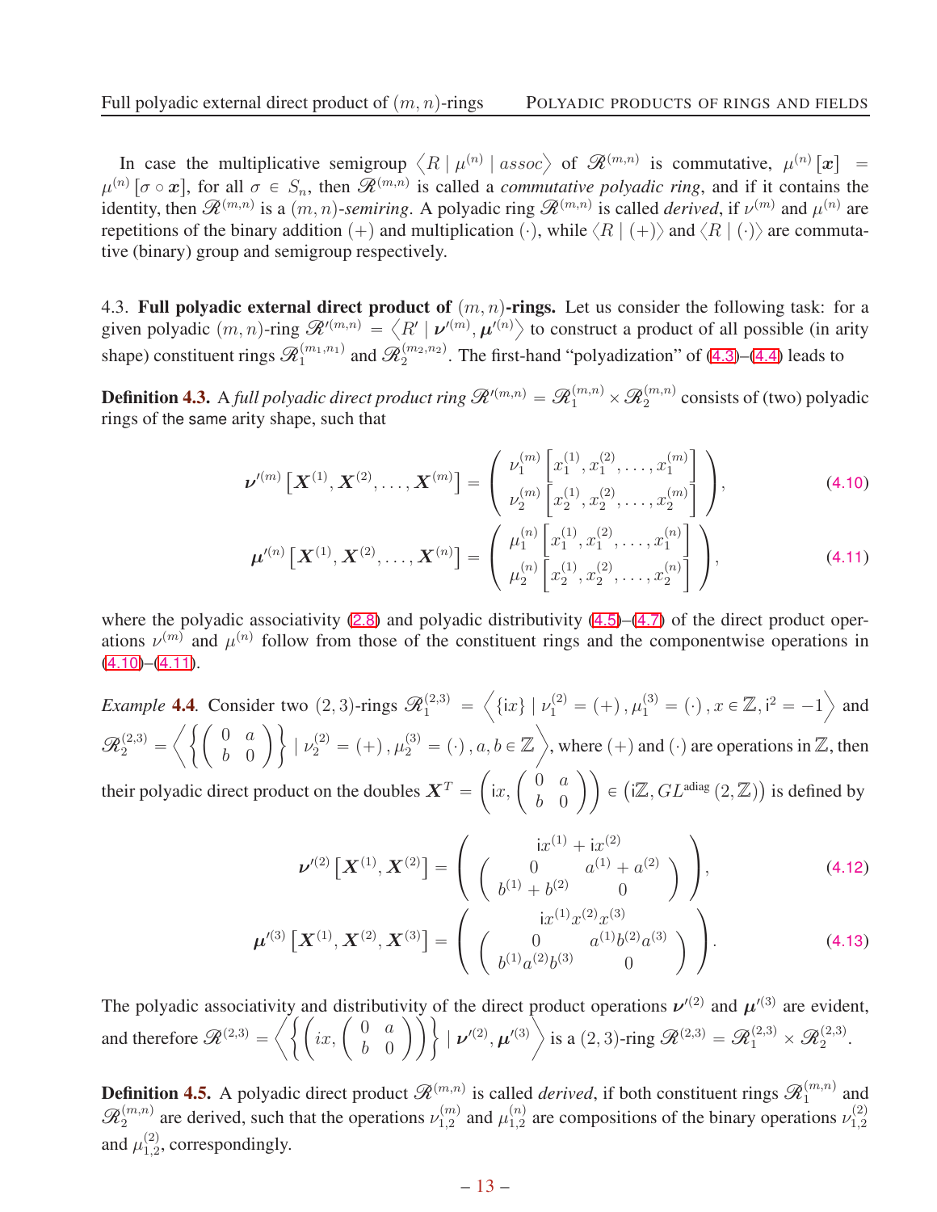In case the multiplicative semigroup $\left\langle R \mid \mu^{(n)} \mid assoc\right\rangle$ of $\mathscr{R}^{(m,n)}$ is commutative, $\mu^{(n)}[\boldsymbol{x}] = \mu^{(n)}[\sigma \circ \boldsymbol{x}]$, for all $\sigma \in S_n$, then $\mathscr{R}^{(m,n)}$ is called a *commutative polyadic ring*, and if it contains the identity, then $\mathscr{R}^{(m,n)}$ is a $(m,n)$*-semiring*. A polyadic ring $\mathscr{R}^{(m,n)}$ is called *derived*, if $\nu^{(m)}$ and $\mu^{(n)}$ are repetitions of the binary addition $(+)$ and multiplication $(\cdot)$, while $\langle R \mid (+)\rangle$ and $\langle R \mid (\cdot)\rangle$ are commutative (binary) group and semigroup respectively.

4.3. **Full polyadic external direct product of $(m,n)$-rings.** Let us consider the following task: for a given polyadic $(m,n)$-ring $\mathscr{R}'^{(m,n)} = \left\langle R' \mid \boldsymbol{\nu}'^{(m)}, \boldsymbol{\mu}'^{(n)}\right\rangle$ to construct a product of all possible (in arity shape) constituent rings $\mathscr{R}_1^{(m_1,n_1)}$ and $\mathscr{R}_2^{(m_2,n_2)}$. The first-hand "polyadization" of (4.3)–(4.4) leads to

**Definition 4.3.** A *full polyadic direct product ring* $\mathscr{R}'^{(m,n)} = \mathscr{R}_1^{(m,n)} \times \mathscr{R}_2^{(m,n)}$ consists of (two) polyadic rings of the same arity shape, such that

$$\boldsymbol{\nu}'^{(m)}\left[\boldsymbol{X}^{(1)}, \boldsymbol{X}^{(2)}, \ldots, \boldsymbol{X}^{(m)}\right] = \begin{pmatrix} \nu_1^{(m)}\left[x_1^{(1)}, x_1^{(2)}, \ldots, x_1^{(m)}\right] \\ \nu_2^{(m)}\left[x_2^{(1)}, x_2^{(2)}, \ldots, x_2^{(m)}\right] \end{pmatrix}, \tag{4.10}$$

$$\boldsymbol{\mu}'^{(n)}\left[\boldsymbol{X}^{(1)}, \boldsymbol{X}^{(2)}, \ldots, \boldsymbol{X}^{(n)}\right] = \begin{pmatrix} \mu_1^{(n)}\left[x_1^{(1)}, x_1^{(2)}, \ldots, x_1^{(n)}\right] \\ \mu_2^{(n)}\left[x_2^{(1)}, x_2^{(2)}, \ldots, x_2^{(n)}\right] \end{pmatrix}, \tag{4.11}$$

where the polyadic associativity (2.8) and polyadic distributivity (4.5)–(4.7) of the direct product operations $\nu^{(m)}$ and $\mu^{(n)}$ follow from those of the constituent rings and the componentwise operations in (4.10)–(4.11).

*Example* **4.4.** Consider two $(2,3)$-rings $\mathscr{R}_1^{(2,3)} = \left\langle \{\mathrm{i}x\} \mid \nu_1^{(2)} = (+), \mu_1^{(3)} = (\cdot), x \in \mathbb{Z}, \mathrm{i}^2 = -1\right\rangle$ and $\mathscr{R}_2^{(2,3)} = \left\langle \left\{\begin{pmatrix} 0 & a \\ b & 0 \end{pmatrix}\right\} \mid \nu_2^{(2)} = (+), \mu_2^{(3)} = (\cdot), a, b \in \mathbb{Z}\right\rangle$, where $(+)$ and $(\cdot)$ are operations in $\mathbb{Z}$, then their polyadic direct product on the doubles $\boldsymbol{X}^T = \left(\mathrm{i}x, \begin{pmatrix} 0 & a \\ b & 0 \end{pmatrix}\right) \in \left(\mathrm{i}\mathbb{Z}, GL^{\mathrm{adiag}}(2,\mathbb{Z})\right)$ is defined by

$$\boldsymbol{\nu}'^{(2)}\left[\boldsymbol{X}^{(1)}, \boldsymbol{X}^{(2)}\right] = \begin{pmatrix} \mathrm{i}x^{(1)} + \mathrm{i}x^{(2)} \\ \begin{pmatrix} 0 & a^{(1)} + a^{(2)} \\ b^{(1)} + b^{(2)} & 0 \end{pmatrix} \end{pmatrix}, \tag{4.12}$$

$$\boldsymbol{\mu}'^{(3)}\left[\boldsymbol{X}^{(1)}, \boldsymbol{X}^{(2)}, \boldsymbol{X}^{(3)}\right] = \begin{pmatrix} \mathrm{i}x^{(1)}x^{(2)}x^{(3)} \\ \begin{pmatrix} 0 & a^{(1)}b^{(2)}a^{(3)} \\ b^{(1)}a^{(2)}b^{(3)} & 0 \end{pmatrix} \end{pmatrix}. \tag{4.13}$$

The polyadic associativity and distributivity of the direct product operations $\boldsymbol{\nu}'^{(2)}$ and $\boldsymbol{\mu}'^{(3)}$ are evident, and therefore $\mathscr{R}^{(2,3)} = \left\langle \left\{\left(ix, \begin{pmatrix} 0 & a \\ b & 0 \end{pmatrix}\right)\right\} \mid \boldsymbol{\nu}'^{(2)}, \boldsymbol{\mu}'^{(3)}\right\rangle$ is a $(2,3)$-ring $\mathscr{R}^{(2,3)} = \mathscr{R}_1^{(2,3)} \times \mathscr{R}_2^{(2,3)}$.

**Definition 4.5.** A polyadic direct product $\mathscr{R}^{(m,n)}$ is called *derived*, if both constituent rings $\mathscr{R}_1^{(m,n)}$ and $\mathscr{R}_2^{(m,n)}$ are derived, such that the operations $\nu_{1,2}^{(m)}$ and $\mu_{1,2}^{(n)}$ are compositions of the binary operations $\nu_{1,2}^{(2)}$ and $\mu_{1,2}^{(2)}$, correspondingly.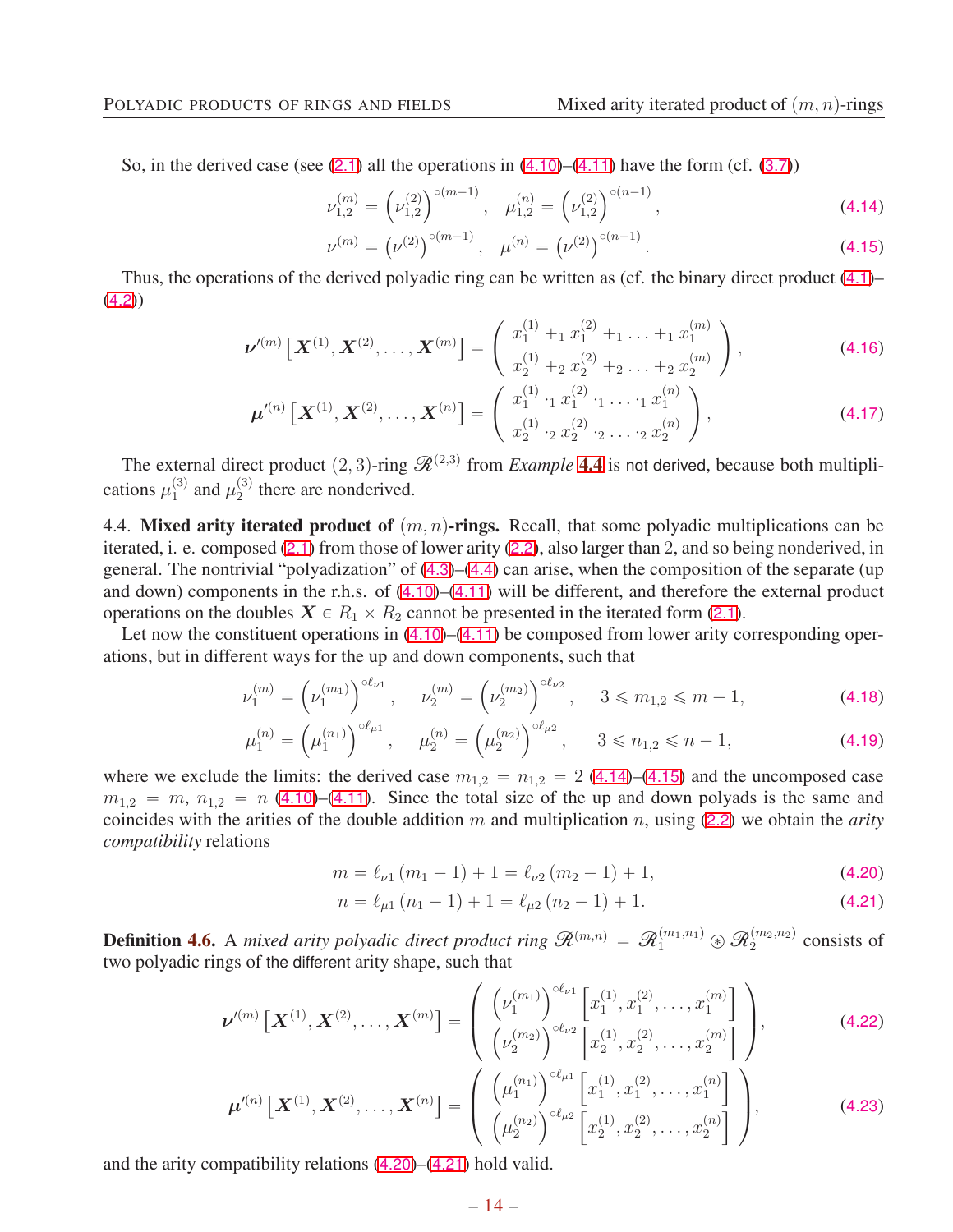So, in the derived case (see (2.1) all the operations in (4.10)–(4.11) have the form (cf. (3.7))

$$\nu_{1,2}^{(m)} = \left(\nu_{1,2}^{(2)}\right)^{\circ(m-1)}, \quad \mu_{1,2}^{(n)} = \left(\nu_{1,2}^{(2)}\right)^{\circ(n-1)}, \tag{4.14}$$

$$\nu^{(m)} = \left(\nu^{(2)}\right)^{\circ(m-1)}, \quad \mu^{(n)} = \left(\nu^{(2)}\right)^{\circ(n-1)}. \tag{4.15}$$

Thus, the operations of the derived polyadic ring can be written as (cf. the binary direct product (4.1)–(4.2))

$$\boldsymbol{\nu}'^{(m)}\left[\boldsymbol{X}^{(1)}, \boldsymbol{X}^{(2)}, \ldots, \boldsymbol{X}^{(m)}\right] = \begin{pmatrix} x_1^{(1)} +_1 x_1^{(2)} +_1 \ldots +_1 x_1^{(m)} \\ x_2^{(1)} +_2 x_2^{(2)} +_2 \ldots +_2 x_2^{(m)} \end{pmatrix}, \tag{4.16}$$

$$\boldsymbol{\mu}'^{(n)}\left[\boldsymbol{X}^{(1)}, \boldsymbol{X}^{(2)}, \ldots, \boldsymbol{X}^{(n)}\right] = \begin{pmatrix} x_1^{(1)} \cdot_1 x_1^{(2)} \cdot_1 \ldots \cdot_1 x_1^{(n)} \\ x_2^{(1)} \cdot_2 x_2^{(2)} \cdot_2 \ldots \cdot_2 x_2^{(n)} \end{pmatrix}, \tag{4.17}$$

The external direct product $(2,3)$-ring $\mathscr{R}^{(2,3)}$ from *Example* **4.4** is not derived, because both multiplications $\mu_1^{(3)}$ and $\mu_2^{(3)}$ there are nonderived.

4.4. **Mixed arity iterated product of** $(m,n)$**-rings.** Recall, that some polyadic multiplications can be iterated, i. e. composed (2.1) from those of lower arity (2.2), also larger than 2, and so being nonderived, in general. The nontrivial "polyadization" of (4.3)–(4.4) can arise, when the composition of the separate (up and down) components in the r.h.s. of (4.10)–(4.11) will be different, and therefore the external product operations on the doubles $\boldsymbol{X} \in R_1 \times R_2$ cannot be presented in the iterated form (2.1).

Let now the constituent operations in (4.10)–(4.11) be composed from lower arity corresponding operations, but in different ways for the up and down components, such that

$$\nu_1^{(m)} = \left(\nu_1^{(m_1)}\right)^{\circ\ell_{\nu 1}}, \quad \nu_2^{(m)} = \left(\nu_2^{(m_2)}\right)^{\circ\ell_{\nu 2}}, \quad 3 \leqslant m_{1,2} \leqslant m-1, \tag{4.18}$$

$$\mu_1^{(n)} = \left(\mu_1^{(n_1)}\right)^{\circ\ell_{\mu 1}}, \quad \mu_2^{(n)} = \left(\mu_2^{(n_2)}\right)^{\circ\ell_{\mu 2}}, \quad 3 \leqslant n_{1,2} \leqslant n-1, \tag{4.19}$$

where we exclude the limits: the derived case $m_{1,2} = n_{1,2} = 2$ (4.14)–(4.15) and the uncomposed case $m_{1,2} = m$, $n_{1,2} = n$ (4.10)–(4.11). Since the total size of the up and down polyads is the same and coincides with the arities of the double addition $m$ and multiplication $n$, using (2.2) we obtain the *arity compatibility* relations

$$m = \ell_{\nu 1}(m_1 - 1) + 1 = \ell_{\nu 2}(m_2 - 1) + 1, \tag{4.20}$$

$$n = \ell_{\mu 1}(n_1 - 1) + 1 = \ell_{\mu 2}(n_2 - 1) + 1. \tag{4.21}$$

**Definition 4.6.** A *mixed arity polyadic direct product ring* $\mathscr{R}^{(m,n)} = \mathscr{R}_1^{(m_1,n_1)} \circledast \mathscr{R}_2^{(m_2,n_2)}$ consists of two polyadic rings of the different arity shape, such that

$$\boldsymbol{\nu}'^{(m)}\left[\boldsymbol{X}^{(1)}, \boldsymbol{X}^{(2)}, \ldots, \boldsymbol{X}^{(m)}\right] = \begin{pmatrix} \left(\nu_1^{(m_1)}\right)^{\circ\ell_{\nu 1}}\left[x_1^{(1)}, x_1^{(2)}, \ldots, x_1^{(m)}\right] \\ \left(\nu_2^{(m_2)}\right)^{\circ\ell_{\nu 2}}\left[x_2^{(1)}, x_2^{(2)}, \ldots, x_2^{(m)}\right] \end{pmatrix}, \tag{4.22}$$

$$\boldsymbol{\mu}'^{(n)}\left[\boldsymbol{X}^{(1)}, \boldsymbol{X}^{(2)}, \ldots, \boldsymbol{X}^{(n)}\right] = \begin{pmatrix} \left(\mu_1^{(n_1)}\right)^{\circ\ell_{\mu 1}}\left[x_1^{(1)}, x_1^{(2)}, \ldots, x_1^{(n)}\right] \\ \left(\mu_2^{(n_2)}\right)^{\circ\ell_{\mu 2}}\left[x_2^{(1)}, x_2^{(2)}, \ldots, x_2^{(n)}\right] \end{pmatrix}, \tag{4.23}$$

and the arity compatibility relations (4.20)–(4.21) hold valid.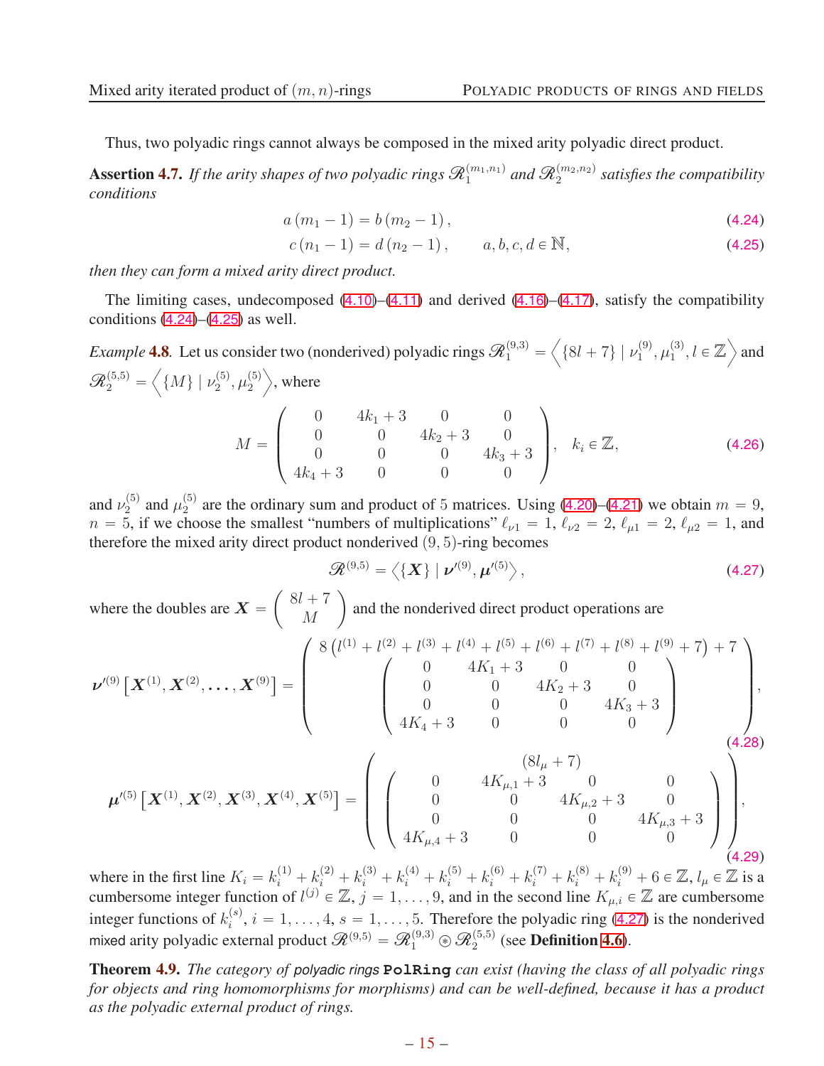Thus, two polyadic rings cannot always be composed in the mixed arity polyadic direct product.

**Assertion 4.7.** *If the arity shapes of two polyadic rings $\mathcal{R}_1^{(m_1,n_1)}$ and $\mathcal{R}_2^{(m_2,n_2)}$ satisfies the compatibility conditions*

$$a(m_1-1) = b(m_2-1), \tag{4.24}$$

$$c(n_1-1) = d(n_2-1), \qquad a,b,c,d \in \mathbb{N}, \tag{4.25}$$

*then they can form a mixed arity direct product.*

The limiting cases, undecomposed (4.10)–(4.11) and derived (4.16)–(4.17), satisfy the compatibility conditions (4.24)–(4.25) as well.

*Example* **4.8**. Let us consider two (nonderived) polyadic rings $\mathcal{R}_1^{(9,3)} = \left\langle \{8l+7\} \mid \nu_1^{(9)}, \mu_1^{(3)}, l \in \mathbb{Z} \right\rangle$ and $\mathcal{R}_2^{(5,5)} = \left\langle \{M\} \mid \nu_2^{(5)}, \mu_2^{(5)} \right\rangle$, where

$$M = \begin{pmatrix} 0 & 4k_1+3 & 0 & 0 \\ 0 & 0 & 4k_2+3 & 0 \\ 0 & 0 & 0 & 4k_3+3 \\ 4k_4+3 & 0 & 0 & 0 \end{pmatrix}, \quad k_i \in \mathbb{Z}, \tag{4.26}$$

and $\nu_2^{(5)}$ and $\mu_2^{(5)}$ are the ordinary sum and product of 5 matrices. Using (4.20)–(4.21) we obtain $m = 9$, $n = 5$, if we choose the smallest "numbers of multiplications" $\ell_{\nu 1} = 1$, $\ell_{\nu 2} = 2$, $\ell_{\mu 1} = 2$, $\ell_{\mu 2} = 1$, and therefore the mixed arity direct product nonderived $(9,5)$-ring becomes

$$\mathcal{R}^{(9,5)} = \left\langle \{\boldsymbol{X}\} \mid \boldsymbol{\nu}'^{(9)}, \boldsymbol{\mu}'^{(5)} \right\rangle, \tag{4.27}$$

where the doubles are $\boldsymbol{X} = \begin{pmatrix} 8l+7 \\ M \end{pmatrix}$ and the nonderived direct product operations are

$$\boldsymbol{\nu}'^{(9)}\left[\boldsymbol{X}^{(1)}, \boldsymbol{X}^{(2)}, \ldots, \boldsymbol{X}^{(9)}\right] = \begin{pmatrix} 8\left(l^{(1)}+l^{(2)}+l^{(3)}+l^{(4)}+l^{(5)}+l^{(6)}+l^{(7)}+l^{(8)}+l^{(9)}+7\right)+7 \\ \begin{pmatrix} 0 & 4K_1+3 & 0 & 0 \\ 0 & 0 & 4K_2+3 & 0 \\ 0 & 0 & 0 & 4K_3+3 \\ 4K_4+3 & 0 & 0 & 0 \end{pmatrix} \end{pmatrix}, \tag{4.28}$$

$$\boldsymbol{\mu}'^{(5)}\left[\boldsymbol{X}^{(1)}, \boldsymbol{X}^{(2)}, \boldsymbol{X}^{(3)}, \boldsymbol{X}^{(4)}, \boldsymbol{X}^{(5)}\right] = \begin{pmatrix} (8l_\mu+7) \\ \begin{pmatrix} 0 & 4K_{\mu,1}+3 & 0 & 0 \\ 0 & 0 & 4K_{\mu,2}+3 & 0 \\ 0 & 0 & 0 & 4K_{\mu,3}+3 \\ 4K_{\mu,4}+3 & 0 & 0 & 0 \end{pmatrix} \end{pmatrix}, \tag{4.29}$$

where in the first line $K_i = k_i^{(1)}+k_i^{(2)}+k_i^{(3)}+k_i^{(4)}+k_i^{(5)}+k_i^{(6)}+k_i^{(7)}+k_i^{(8)}+k_i^{(9)}+6 \in \mathbb{Z}$, $l_\mu \in \mathbb{Z}$ is a cumbersome integer function of $l^{(j)} \in \mathbb{Z}$, $j = 1,\ldots,9$, and in the second line $K_{\mu,i} \in \mathbb{Z}$ are cumbersome integer functions of $k_i^{(s)}$, $i = 1,\ldots,4$, $s = 1,\ldots,5$. Therefore the polyadic ring (4.27) is the nonderived mixed arity polyadic external product $\mathcal{R}^{(9,5)} = \mathcal{R}_1^{(9,3)} \circledast \mathcal{R}_2^{(5,5)}$ (see **Definition 4.6**).

**Theorem 4.9.** *The category of polyadic rings* **`PolRing`** *can exist (having the class of all polyadic rings for objects and ring homomorphisms for morphisms) and can be well-defined, because it has a product as the polyadic external product of rings.*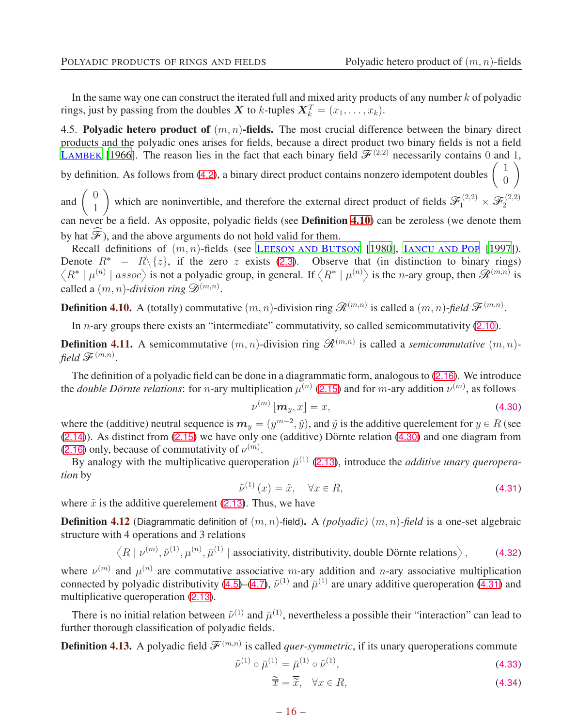In the same way one can construct the iterated full and mixed arity products of any number $k$ of polyadic rings, just by passing from the doubles $\boldsymbol{X}$ to $k$-tuples $\boldsymbol{X}_k^T = (x_1, \dots, x_k)$.

4.5. **Polyadic hetero product of $(m,n)$-fields.** The most crucial difference between the binary direct products and the polyadic ones arises for fields, because a direct product two binary fields is not a field LAMBEK [1966]. The reason lies in the fact that each binary field $\mathscr{F}^{(2,2)}$ necessarily contains 0 and 1, by definition. As follows from (4.2), a binary direct product contains nonzero idempotent doubles $\begin{pmatrix} 1 \\ 0 \end{pmatrix}$ and $\begin{pmatrix} 0 \\ 1 \end{pmatrix}$ which are noninvertible, and therefore the external direct product of fields $\mathscr{F}_1^{(2,2)} \times \mathscr{F}_2^{(2,2)}$ can never be a field. As opposite, polyadic fields (see **Definition 4.10**) can be zeroless (we denote them by hat $\widehat{\mathscr{F}}$), and the above arguments do not hold valid for them.

Recall definitions of $(m,n)$-fields (see LEESON AND BUTSON [1980], IANCU AND POP [1997]). Denote $R^* = R \backslash \{z\}$, if the zero $z$ exists (2.3). Observe that (in distinction to binary rings) $\left\langle R^* \mid \mu^{(n)} \mid assoc \right\rangle$ is not a polyadic group, in general. If $\left\langle R^* \mid \mu^{(n)} \right\rangle$ is the $n$-ary group, then $\mathscr{R}^{(m,n)}$ is called a $(m,n)$-*division ring* $\mathscr{D}^{(m,n)}$.

**Definition 4.10.** A (totally) commutative $(m,n)$-division ring $\mathscr{R}^{(m,n)}$ is called a $(m,n)$-*field* $\mathscr{F}^{(m,n)}$.

In $n$-ary groups there exists an "intermediate" commutativity, so called semicommutativity (2.10).

**Definition 4.11.** A semicommutative $(m,n)$-division ring $\mathscr{R}^{(m,n)}$ is called a *semicommutative* $(m,n)$-*field* $\mathscr{F}^{(m,n)}$.

The definition of a polyadic field can be done in a diagrammatic form, analogous to (2.16). We introduce the *double Dörnte relations*: for $n$-ary multiplication $\mu^{(n)}$ (2.15) and for $m$-ary addition $\nu^{(m)}$, as follows

$$\nu^{(m)} \left[\boldsymbol{m}_y, x\right] = x, \tag{4.30}$$

where the (additive) neutral sequence is $\boldsymbol{m}_y = \left(y^{m-2}, \tilde{y}\right)$, and $\tilde{y}$ is the additive querelement for $y \in R$ (see (2.14)). As distinct from (2.15) we have only one (additive) Dörnte relation (4.30) and one diagram from (2.16) only, because of commutativity of $\nu^{(m)}$.

By analogy with the multiplicative queroperation $\bar{\mu}^{(1)}$ (2.13), introduce the *additive unary queroperation* by

$$\tilde{\nu}^{(1)}(x) = \tilde{x}, \quad \forall x \in R, \tag{4.31}$$

where $\tilde{x}$ is the additive querelement (2.13). Thus, we have

**Definition 4.12** (Diagrammatic definition of $(m,n)$-field)**.** A *(polyadic)* $(m,n)$-*field* is a one-set algebraic structure with 4 operations and 3 relations

$$\left\langle R \mid \nu^{(m)}, \tilde{\nu}^{(1)}, \mu^{(n)}, \bar{\mu}^{(1)} \mid \text{associativity, distributivity, double Dörnte relations} \right\rangle, \tag{4.32}$$

where $\nu^{(m)}$ and $\mu^{(n)}$ are commutative associative $m$-ary addition and $n$-ary associative multiplication connected by polyadic distributivity (4.5)–(4.7), $\tilde{\nu}^{(1)}$ and $\bar{\mu}^{(1)}$ are unary additive queroperation (4.31) and multiplicative queroperation (2.13).

There is no initial relation between $\tilde{\nu}^{(1)}$ and $\bar{\mu}^{(1)}$, nevertheless a possible their "interaction" can lead to further thorough classification of polyadic fields.

**Definition 4.13.** A polyadic field $\mathscr{F}^{(m,n)}$ is called *quer-symmetric*, if its unary queroperations commute

$$\tilde{\nu}^{(1)} \circ \bar{\mu}^{(1)} = \bar{\mu}^{(1)} \circ \tilde{\nu}^{(1)}, \tag{4.33}$$

$$\tilde{\bar{x}} = \bar{\tilde{x}}, \quad \forall x \in R, \tag{4.34}$$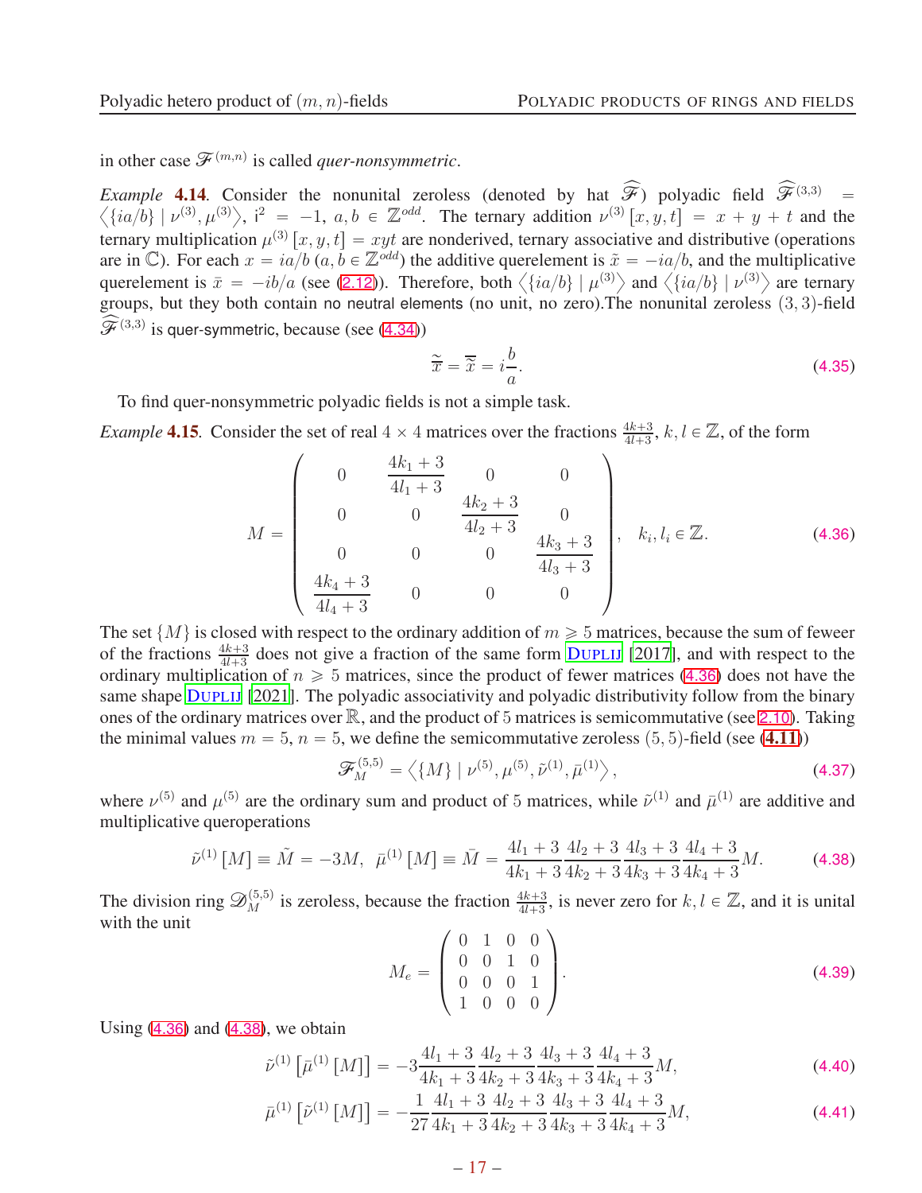in other case $\mathscr{F}^{(m,n)}$ is called *quer-nonsymmetric*.

*Example* **4.14**. Consider the nonunital zeroless (denoted by hat $\widehat{\mathscr{F}}$) polyadic field $\widehat{\mathscr{F}}^{(3,3)} = \left\langle \{ia/b\} \mid \nu^{(3)}, \mu^{(3)} \right\rangle$, $\mathrm{i}^2 = -1$, $a, b \in \mathbb{Z}^{odd}$. The ternary addition $\nu^{(3)}[x, y, t] = x + y + t$ and the ternary multiplication $\mu^{(3)}[x, y, t] = xyt$ are nonderived, ternary associative and distributive (operations are in $\mathbb{C}$). For each $x = ia/b$ ($a, b \in \mathbb{Z}^{odd}$) the additive querelement is $\tilde{x} = -ia/b$, and the multiplicative querelement is $\bar{x} = -ib/a$ (see (2.12)). Therefore, both $\left\langle \{ia/b\} \mid \mu^{(3)} \right\rangle$ and $\left\langle \{ia/b\} \mid \nu^{(3)} \right\rangle$ are ternary groups, but they both contain no neutral elements (no unit, no zero).The nonunital zeroless $(3, 3)$-field $\widehat{\mathscr{F}}^{(3,3)}$ is quer-symmetric, because (see (4.34))

$$\bar{\tilde{x}} = \tilde{\bar{x}} = i\frac{b}{a}. \tag{4.35}$$

To find quer-nonsymmetric polyadic fields is not a simple task.

*Example* **4.15**. Consider the set of real $4 \times 4$ matrices over the fractions $\frac{4k+3}{4l+3}$, $k, l \in \mathbb{Z}$, of the form

$$M = \begin{pmatrix} 0 & \dfrac{4k_1+3}{4l_1+3} & 0 & 0 \\ 0 & 0 & \dfrac{4k_2+3}{4l_2+3} & 0 \\ 0 & 0 & 0 & \dfrac{4k_3+3}{4l_3+3} \\ \dfrac{4k_4+3}{4l_4+3} & 0 & 0 & 0 \end{pmatrix}, \quad k_i, l_i \in \mathbb{Z}. \tag{4.36}$$

The set $\{M\}$ is closed with respect to the ordinary addition of $m \geqslant 5$ matrices, because the sum of feweer of the fractions $\frac{4k+3}{4l+3}$ does not give a fraction of the same form Duplij [2017], and with respect to the ordinary multiplication of $n \geqslant 5$ matrices, since the product of fewer matrices (4.36) does not have the same shape Duplij [2021]. The polyadic associativity and polyadic distributivity follow from the binary ones of the ordinary matrices over $\mathbb{R}$, and the product of 5 matrices is semicommutative (see 2.10). Taking the minimal values $m = 5$, $n = 5$, we define the semicommutative zeroless $(5, 5)$-field (see (**4.11**))

$$\mathscr{F}_M^{(5,5)} = \left\langle \{M\} \mid \nu^{(5)}, \mu^{(5)}, \tilde{\nu}^{(1)}, \bar{\mu}^{(1)} \right\rangle, \tag{4.37}$$

where $\nu^{(5)}$ and $\mu^{(5)}$ are the ordinary sum and product of 5 matrices, while $\tilde{\nu}^{(1)}$ and $\bar{\mu}^{(1)}$ are additive and multiplicative queroperations

$$\tilde{\nu}^{(1)}[M] \equiv \tilde{M} = -3M, \quad \bar{\mu}^{(1)}[M] \equiv \bar{M} = \frac{4l_1+3}{4k_1+3}\frac{4l_2+3}{4k_2+3}\frac{4l_3+3}{4k_3+3}\frac{4l_4+3}{4k_4+3}M. \tag{4.38}$$

The division ring $\mathscr{D}_M^{(5,5)}$ is zeroless, because the fraction $\frac{4k+3}{4l+3}$, is never zero for $k, l \in \mathbb{Z}$, and it is unital with the unit

$$M_e = \begin{pmatrix} 0 & 1 & 0 & 0 \\ 0 & 0 & 1 & 0 \\ 0 & 0 & 0 & 1 \\ 1 & 0 & 0 & 0 \end{pmatrix}. \tag{4.39}$$

Using (4.36) and (4.38), we obtain

$$\tilde{\nu}^{(1)}\left[\bar{\mu}^{(1)}[M]\right] = -3\frac{4l_1+3}{4k_1+3}\frac{4l_2+3}{4k_2+3}\frac{4l_3+3}{4k_3+3}\frac{4l_4+3}{4k_4+3}M, \tag{4.40}$$

$$\bar{\mu}^{(1)}\left[\tilde{\nu}^{(1)}[M]\right] = -\frac{1}{27}\frac{4l_1+3}{4k_1+3}\frac{4l_2+3}{4k_2+3}\frac{4l_3+3}{4k_3+3}\frac{4l_4+3}{4k_4+3}M, \tag{4.41}$$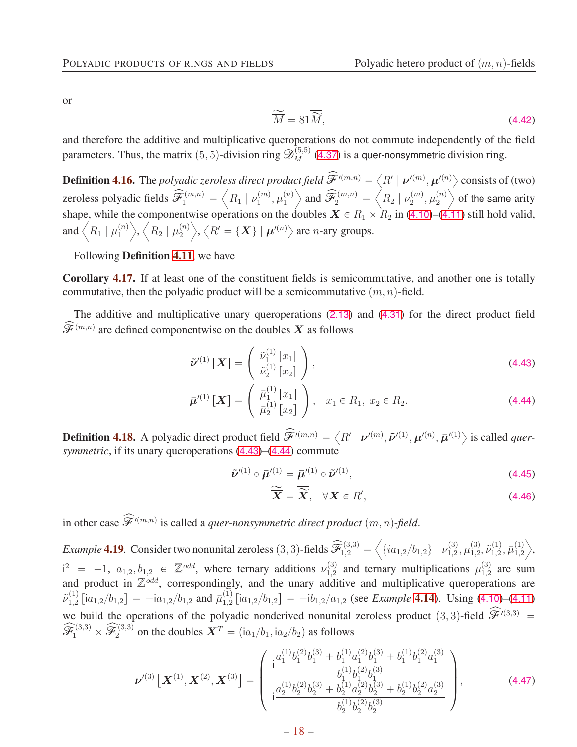or

$$\widetilde{\widetilde{M}} = 81\overline{\overline{\widetilde{M}}}, \tag{4.42}$$

and therefore the additive and multiplicative queroperations do not commute independently of the field parameters. Thus, the matrix $(5,5)$-division ring $\mathscr{D}_M^{(5,5)}$ (4.37) is a quer-nonsymmetric division ring.

**Definition 4.16.** The *polyadic zeroless direct product field* $\widehat{\mathscr{F}}'^{(m,n)} = \left\langle R' \mid \boldsymbol{\nu}'^{(m)}, \boldsymbol{\mu}'^{(n)} \right\rangle$ consists of (two) zeroless polyadic fields $\widehat{\mathscr{F}}_1^{(m,n)} = \left\langle R_1 \mid \nu_1^{(m)}, \mu_1^{(n)} \right\rangle$ and $\widehat{\mathscr{F}}_2^{(m,n)} = \left\langle R_2 \mid \nu_2^{(m)}, \mu_2^{(n)} \right\rangle$ of the same arity shape, while the componentwise operations on the doubles $\boldsymbol{X} \in R_1 \times R_2$ in (4.10)–(4.11) still hold valid, and $\left\langle R_1 \mid \mu_1^{(n)} \right\rangle$, $\left\langle R_2 \mid \mu_2^{(n)} \right\rangle$, $\left\langle R' = \{\boldsymbol{X}\} \mid \boldsymbol{\mu}'^{(n)} \right\rangle$ are $n$-ary groups.

Following **Definition 4.11**, we have

**Corollary 4.17.** If at least one of the constituent fields is semicommutative, and another one is totally commutative, then the polyadic product will be a semicommutative $(m,n)$-field.

The additive and multiplicative unary queroperations (2.13) and (4.31) for the direct product field $\widehat{\mathscr{F}}^{(m,n)}$ are defined componentwise on the doubles $\boldsymbol{X}$ as follows

$$\tilde{\boldsymbol{\nu}}'^{(1)}[\boldsymbol{X}] = \begin{pmatrix} \tilde{\nu}_1^{(1)}[x_1] \\ \tilde{\nu}_2^{(1)}[x_2] \end{pmatrix}, \tag{4.43}$$

$$\bar{\boldsymbol{\mu}}'^{(1)}[\boldsymbol{X}] = \begin{pmatrix} \bar{\mu}_1^{(1)}[x_1] \\ \bar{\mu}_2^{(1)}[x_2] \end{pmatrix}, \quad x_1 \in R_1,\ x_2 \in R_2. \tag{4.44}$$

**Definition 4.18.** A polyadic direct product field $\widehat{\mathscr{F}}'^{(m,n)} = \left\langle R' \mid \boldsymbol{\nu}'^{(m)}, \tilde{\boldsymbol{\nu}}'^{(1)}, \boldsymbol{\mu}'^{(n)}, \bar{\boldsymbol{\mu}}'^{(1)} \right\rangle$ is called *quer-symmetric*, if its unary queroperations (4.43)–(4.44) commute

$$\tilde{\boldsymbol{\nu}}'^{(1)} \circ \bar{\boldsymbol{\mu}}'^{(1)} = \bar{\boldsymbol{\mu}}'^{(1)} \circ \tilde{\boldsymbol{\nu}}'^{(1)}, \tag{4.45}$$

$$\overline{\widetilde{\boldsymbol{X}}} = \widetilde{\overline{\boldsymbol{X}}}, \quad \forall \boldsymbol{X} \in R', \tag{4.46}$$

in other case $\widehat{\mathscr{F}}'^{(m,n)}$ is called a *quer-nonsymmetric direct product* $(m,n)$*-field*.

*Example* **4.19**. Consider two nonunital zeroless $(3,3)$-fields $\widehat{\mathscr{F}}_{1,2}^{(3,3)} = \left\langle \{\mathrm{i}a_{1,2}/b_{1,2}\} \mid \nu_{1,2}^{(3)}, \mu_{1,2}^{(3)}, \tilde{\nu}_{1,2}^{(1)}, \bar{\mu}_{1,2}^{(1)} \right\rangle$, $\mathrm{i}^2 = -1$, $a_{1,2}, b_{1,2} \in \mathbb{Z}^{odd}$, where ternary additions $\nu_{1,2}^{(3)}$ and ternary multiplications $\mu_{1,2}^{(3)}$ are sum and product in $\mathbb{Z}^{odd}$, correspondingly, and the unary additive and multiplicative queroperations are $\tilde{\nu}_{1,2}^{(1)}[\mathrm{i}a_{1,2}/b_{1,2}] = -\mathrm{i}a_{1,2}/b_{1,2}$ and $\bar{\mu}_{1,2}^{(1)}[\mathrm{i}a_{1,2}/b_{1,2}] = -\mathrm{i}b_{1,2}/a_{1,2}$ (see *Example* **4.14**). Using (4.10)–(4.11) we build the operations of the polyadic nonderived nonunital zeroless product $(3,3)$-field $\widehat{\mathscr{F}}'^{(3,3)} = \widehat{\mathscr{F}}_1^{(3,3)} \times \widehat{\mathscr{F}}_2^{(3,3)}$ on the doubles $\boldsymbol{X}^T = (\mathrm{i}a_1/b_1, \mathrm{i}a_2/b_2)$ as follows

$$\boldsymbol{\nu}'^{(3)}\left[\boldsymbol{X}^{(1)}, \boldsymbol{X}^{(2)}, \boldsymbol{X}^{(3)}\right] = \begin{pmatrix} \mathrm{i}\dfrac{a_1^{(1)}b_1^{(2)}b_1^{(3)} + b_1^{(1)}a_1^{(2)}b_1^{(3)} + b_1^{(1)}b_1^{(2)}a_1^{(3)}}{b_1^{(1)}b_1^{(2)}b_1^{(3)}} \\ \mathrm{i}\dfrac{a_2^{(1)}b_2^{(2)}b_2^{(3)} + b_2^{(1)}a_2^{(2)}b_2^{(3)} + b_2^{(1)}b_2^{(2)}a_2^{(3)}}{b_2^{(1)}b_2^{(2)}b_2^{(3)}} \end{pmatrix}, \tag{4.47}$$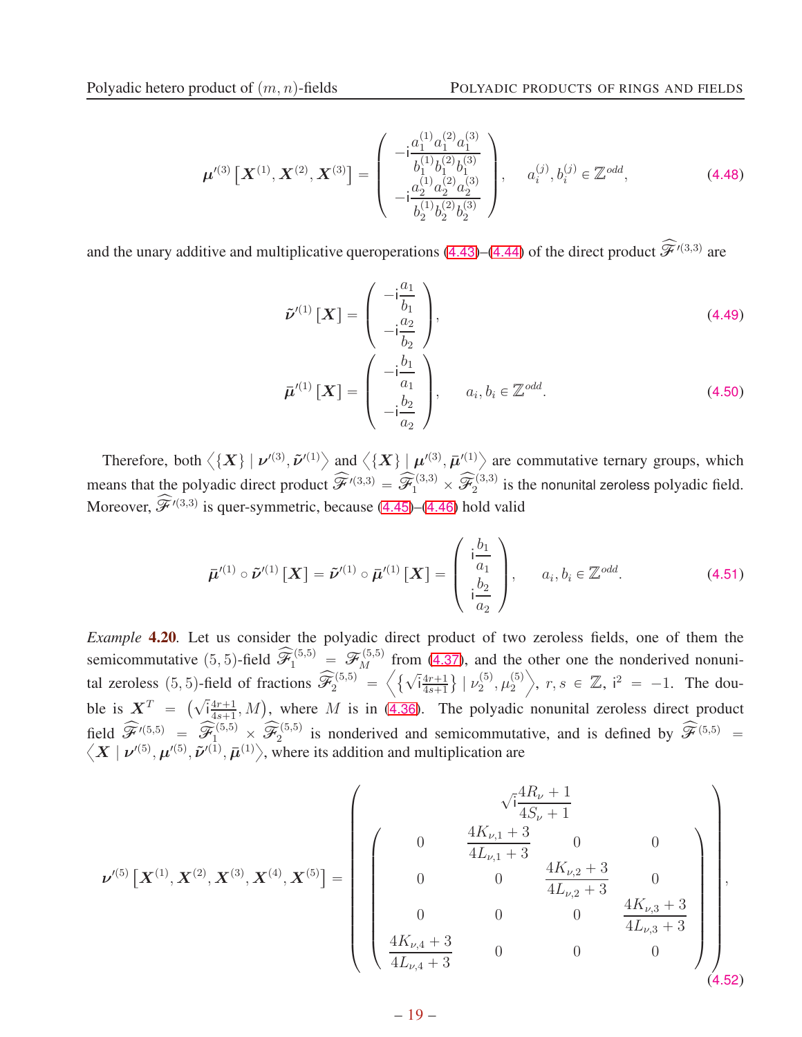$$\boldsymbol{\mu}'^{(3)}\left[\boldsymbol{X}^{(1)},\boldsymbol{X}^{(2)},\boldsymbol{X}^{(3)}\right]=\begin{pmatrix}-\mathrm{i}\dfrac{a_1^{(1)}a_1^{(2)}a_1^{(3)}}{b_1^{(1)}b_1^{(2)}b_1^{(3)}}\\-\mathrm{i}\dfrac{a_2^{(1)}a_2^{(2)}a_2^{(3)}}{b_2^{(1)}b_2^{(2)}b_2^{(3)}}\end{pmatrix},\qquad a_i^{(j)},b_i^{(j)}\in\mathbb{Z}^{odd},\tag{4.48}$$

and the unary additive and multiplicative queroperations (4.43)–(4.44) of the direct product $\widehat{\mathscr{F}}'^{(3,3)}$ are

$$\tilde{\boldsymbol{\nu}}'^{(1)}\left[\boldsymbol{X}\right]=\begin{pmatrix}-\mathrm{i}\dfrac{a_1}{b_1}\\-\mathrm{i}\dfrac{a_2}{b_2}\end{pmatrix},\tag{4.49}$$

$$\bar{\boldsymbol{\mu}}'^{(1)}\left[\boldsymbol{X}\right]=\begin{pmatrix}-\mathrm{i}\dfrac{b_1}{a_1}\\-\mathrm{i}\dfrac{b_2}{a_2}\end{pmatrix},\qquad a_i,b_i\in\mathbb{Z}^{odd}.\tag{4.50}$$

Therefore, both $\left\langle\{\boldsymbol{X}\}\mid\boldsymbol{\nu}'^{(3)},\tilde{\boldsymbol{\nu}}'^{(1)}\right\rangle$ and $\left\langle\{\boldsymbol{X}\}\mid\boldsymbol{\mu}'^{(3)},\bar{\boldsymbol{\mu}}'^{(1)}\right\rangle$ are commutative ternary groups, which means that the polyadic direct product $\widehat{\mathscr{F}}'^{(3,3)}=\widehat{\mathscr{F}}_1^{(3,3)}\times\widehat{\mathscr{F}}_2^{(3,3)}$ is the nonunital zeroless polyadic field. Moreover, $\widehat{\mathscr{F}}'^{(3,3)}$ is quer-symmetric, because (4.45)–(4.46) hold valid

$$\bar{\boldsymbol{\mu}}'^{(1)}\circ\tilde{\boldsymbol{\nu}}'^{(1)}\left[\boldsymbol{X}\right]=\tilde{\boldsymbol{\nu}}'^{(1)}\circ\bar{\boldsymbol{\mu}}'^{(1)}\left[\boldsymbol{X}\right]=\begin{pmatrix}\mathrm{i}\dfrac{b_1}{a_1}\\\mathrm{i}\dfrac{b_2}{a_2}\end{pmatrix},\qquad a_i,b_i\in\mathbb{Z}^{odd}.\tag{4.51}$$

*Example* **4.20**. Let us consider the polyadic direct product of two zeroless fields, one of them the semicommutative $(5,5)$-field $\widehat{\mathscr{F}}_1^{(5,5)}=\mathscr{F}_M^{(5,5)}$ from (4.37), and the other one the nonderived nonunital zeroless $(5,5)$-field of fractions $\widehat{\mathscr{F}}_2^{(5,5)}=\left\langle\left\{\sqrt{\mathrm{i}}\frac{4r+1}{4s+1}\right\}\mid\nu_2^{(5)},\mu_2^{(5)}\right\rangle$, $r,s\in\mathbb{Z}$, $\mathrm{i}^2=-1$. The double is $\boldsymbol{X}^T=\left(\sqrt{\mathrm{i}}\frac{4r+1}{4s+1},M\right)$, where $M$ is in (4.36). The polyadic nonunital zeroless direct product field $\widehat{\mathscr{F}}'^{(5,5)}=\widehat{\mathscr{F}}_1^{(5,5)}\times\widehat{\mathscr{F}}_2^{(5,5)}$ is nonderived and semicommutative, and is defined by $\widehat{\mathscr{F}}^{(5,5)}=\left\langle\boldsymbol{X}\mid\boldsymbol{\nu}'^{(5)},\boldsymbol{\mu}'^{(5)},\tilde{\boldsymbol{\nu}}'^{(1)},\bar{\boldsymbol{\mu}}^{(1)}\right\rangle$, where its addition and multiplication are

$$\boldsymbol{\nu}'^{(5)}\left[\boldsymbol{X}^{(1)},\boldsymbol{X}^{(2)},\boldsymbol{X}^{(3)},\boldsymbol{X}^{(4)},\boldsymbol{X}^{(5)}\right]=\begin{pmatrix}\sqrt{\mathrm{i}}\dfrac{4R_\nu+1}{4S_\nu+1}\\\begin{pmatrix}0&\dfrac{4K_{\nu,1}+3}{4L_{\nu,1}+3}&0&0\\0&0&\dfrac{4K_{\nu,2}+3}{4L_{\nu,2}+3}&0\\0&0&0&\dfrac{4K_{\nu,3}+3}{4L_{\nu,3}+3}\\\dfrac{4K_{\nu,4}+3}{4L_{\nu,4}+3}&0&0&0\end{pmatrix}\end{pmatrix},\tag{4.52}$$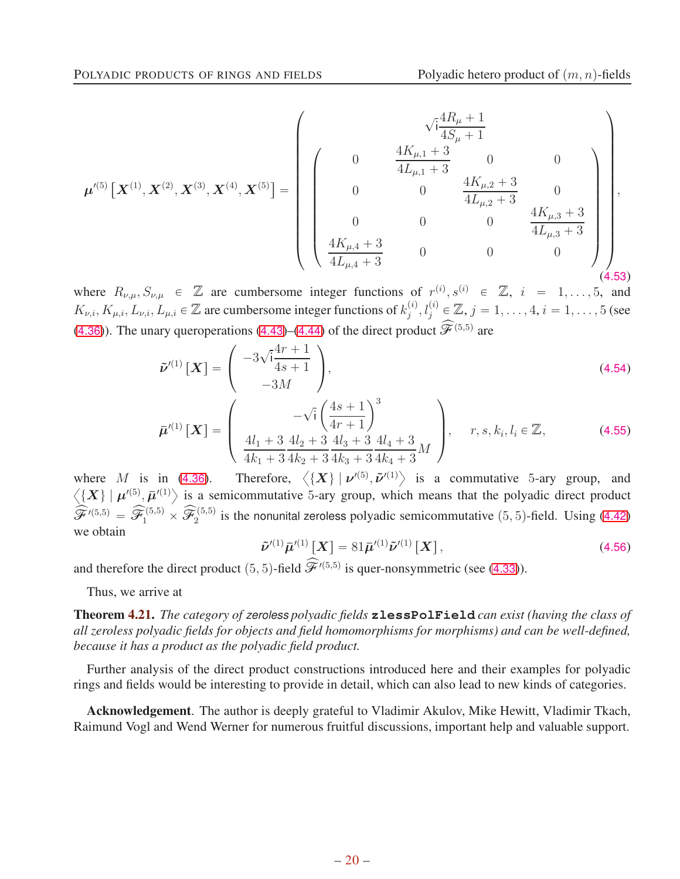$$
\boldsymbol{\mu}'^{(5)}\left[\boldsymbol{X}^{(1)},\boldsymbol{X}^{(2)},\boldsymbol{X}^{(3)},\boldsymbol{X}^{(4)},\boldsymbol{X}^{(5)}\right]=\left(\begin{array}{c}\sqrt{\mathsf{i}}\dfrac{4R_{\mu}+1}{4S_{\mu}+1}\\ \left(\begin{array}{cccc}0 & \dfrac{4K_{\mu,1}+3}{4L_{\mu,1}+3} & 0 & 0\\ 0 & 0 & \dfrac{4K_{\mu,2}+3}{4L_{\mu,2}+3} & 0\\ 0 & 0 & 0 & \dfrac{4K_{\mu,3}+3}{4L_{\mu,3}+3}\\ \dfrac{4K_{\mu,4}+3}{4L_{\mu,4}+3} & 0 & 0 & 0\end{array}\right)\end{array}\right), \tag{4.53}
$$

where $R_{\nu,\mu}, S_{\nu,\mu} \in \mathbb{Z}$ are cumbersome integer functions of $r^{(i)}, s^{(i)} \in \mathbb{Z}$, $i = 1,\ldots,5$, and $K_{\nu,i}, K_{\mu,i}, L_{\nu,i}, L_{\mu,i} \in \mathbb{Z}$ are cumbersome integer functions of $k_j^{(i)}, l_j^{(i)} \in \mathbb{Z}$, $j = 1,\ldots,4$, $i = 1,\ldots,5$ (see (4.36)). The unary queroperations (4.43)–(4.44) of the direct product $\widehat{\mathscr{F}}^{(5,5)}$ are

$$
\tilde{\boldsymbol{\nu}}'^{(1)}\left[\boldsymbol{X}\right]=\left(\begin{array}{c}-3\sqrt{\mathsf{i}}\dfrac{4r+1}{4s+1}\\ -3M\end{array}\right), \tag{4.54}
$$

$$
\bar{\boldsymbol{\mu}}'^{(1)}\left[\boldsymbol{X}\right]=\left(\begin{array}{c}-\sqrt{\mathsf{i}}\left(\dfrac{4s+1}{4r+1}\right)^{3}\\ \dfrac{4l_1+3}{4k_1+3}\dfrac{4l_2+3}{4k_2+3}\dfrac{4l_3+3}{4k_3+3}\dfrac{4l_4+3}{4k_4+3}M\end{array}\right), \qquad r,s,k_i,l_i \in \mathbb{Z}, \tag{4.55}
$$

where $M$ is in (4.36). Therefore, $\left\langle \{\boldsymbol{X}\} \mid \boldsymbol{\nu}'^{(5)}, \tilde{\boldsymbol{\nu}}'^{(1)} \right\rangle$ is a commutative 5-ary group, and $\left\langle \{\boldsymbol{X}\} \mid \boldsymbol{\mu}'^{(5)}, \bar{\boldsymbol{\mu}}'^{(1)} \right\rangle$ is a semicommutative 5-ary group, which means that the polyadic direct product $\widehat{\mathscr{F}}'^{(5,5)} = \widehat{\mathscr{F}}_1^{(5,5)} \times \widehat{\mathscr{F}}_2^{(5,5)}$ is the nonunital zeroless polyadic semicommutative $(5,5)$-field. Using (4.42) we obtain

$$
\tilde{\boldsymbol{\nu}}'^{(1)}\bar{\boldsymbol{\mu}}'^{(1)}\left[\boldsymbol{X}\right] = 81\bar{\boldsymbol{\mu}}'^{(1)}\tilde{\boldsymbol{\nu}}'^{(1)}\left[\boldsymbol{X}\right], \tag{4.56}
$$

and therefore the direct product $(5,5)$-field $\widehat{\mathscr{F}}'^{(5,5)}$ is quer-nonsymmetric (see (4.33)).

Thus, we arrive at

**Theorem 4.21.** *The category of zeroless polyadic fields* **zlessPolField** *can exist (having the class of all zeroless polyadic fields for objects and field homomorphisms for morphisms) and can be well-defined, because it has a product as the polyadic field product.*

Further analysis of the direct product constructions introduced here and their examples for polyadic rings and fields would be interesting to provide in detail, which can also lead to new kinds of categories.

**Acknowledgement**. The author is deeply grateful to Vladimir Akulov, Mike Hewitt, Vladimir Tkach, Raimund Vogl and Wend Werner for numerous fruitful discussions, important help and valuable support.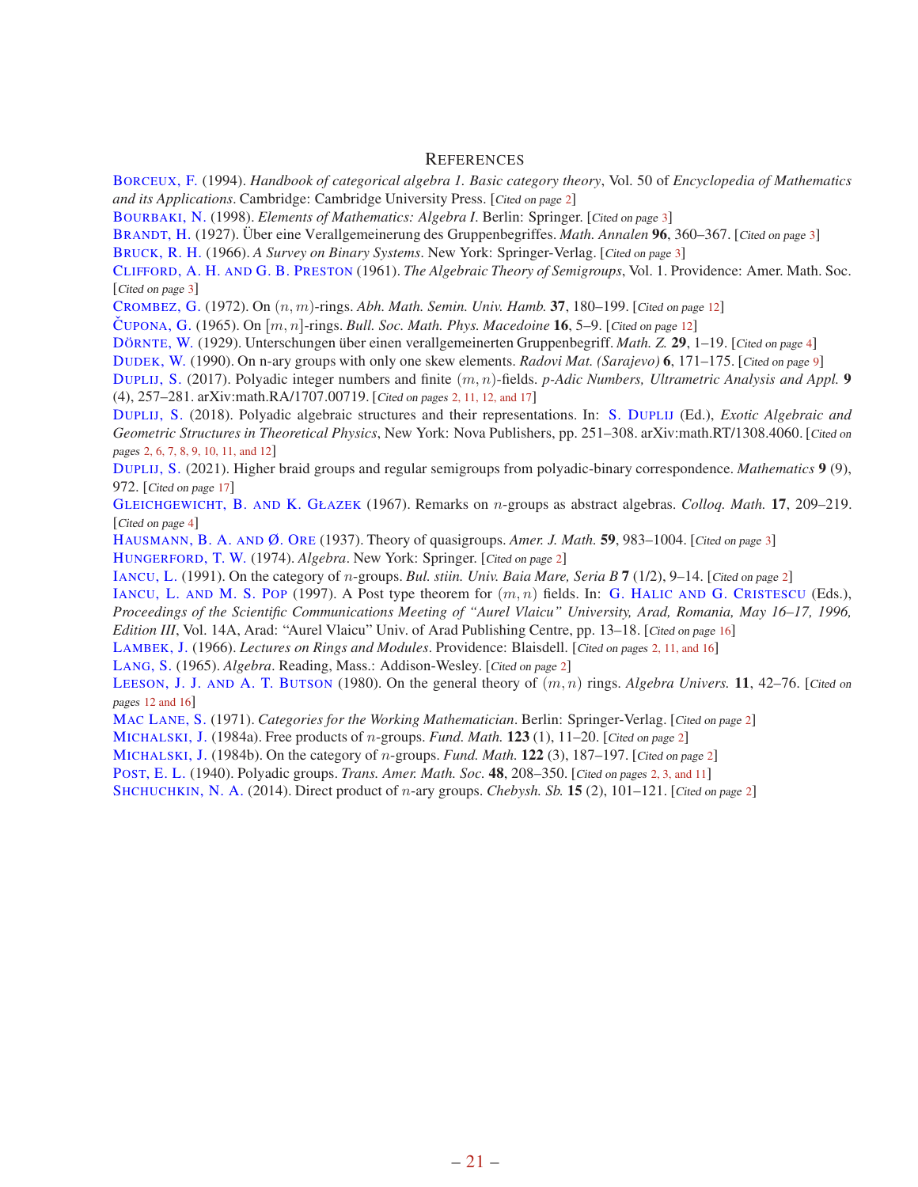# References

Borceux, F. (1994). *Handbook of categorical algebra 1. Basic category theory*, Vol. 50 of *Encyclopedia of Mathematics and its Applications*. Cambridge: Cambridge University Press. [*Cited on page* 2]

Bourbaki, N. (1998). *Elements of Mathematics: Algebra I*. Berlin: Springer. [*Cited on page* 3]

Brandt, H. (1927). Über eine Verallgemeinerung des Gruppenbegriffes. *Math. Annalen* **96**, 360–367. [*Cited on page* 3]

Bruck, R. H. (1966). *A Survey on Binary Systems*. New York: Springer-Verlag. [*Cited on page* 3]

Clifford, A. H. and G. B. Preston (1961). *The Algebraic Theory of Semigroups*, Vol. 1. Providence: Amer. Math. Soc. [*Cited on page* 3]

Crombez, G. (1972). On $(n, m)$-rings. *Abh. Math. Semin. Univ. Hamb.* **37**, 180–199. [*Cited on page* 12]

Čupona, G. (1965). On $[m, n]$-rings. *Bull. Soc. Math. Phys. Macedoine* **16**, 5–9. [*Cited on page* 12]

Dörnte, W. (1929). Unterschungen über einen verallgemeinerten Gruppenbegriff. *Math. Z.* **29**, 1–19. [*Cited on page* 4]

Dudek, W. (1990). On n-ary groups with only one skew elements. *Radovi Mat. (Sarajevo)* **6**, 171–175. [*Cited on page* 9]

Duplij, S. (2017). Polyadic integer numbers and finite $(m, n)$-fields. *p-Adic Numbers, Ultrametric Analysis and Appl.* **9** (4), 257–281. arXiv:math.RA/1707.00719. [*Cited on pages* 2, 11, 12, and 17]

Duplij, S. (2018). Polyadic algebraic structures and their representations. In: S. Duplij (Ed.), *Exotic Algebraic and Geometric Structures in Theoretical Physics*, New York: Nova Publishers, pp. 251–308. arXiv:math.RT/1308.4060. [*Cited on pages* 2, 6, 7, 8, 9, 10, 11, and 12]

Duplij, S. (2021). Higher braid groups and regular semigroups from polyadic-binary correspondence. *Mathematics* **9** (9), 972. [*Cited on page* 17]

Gleichgewicht, B. and K. Głazek (1967). Remarks on $n$-groups as abstract algebras. *Colloq. Math.* **17**, 209–219. [*Cited on page* 4]

Hausmann, B. A. and Ø. Ore (1937). Theory of quasigroups. *Amer. J. Math.* **59**, 983–1004. [*Cited on page* 3]

Hungerford, T. W. (1974). *Algebra*. New York: Springer. [*Cited on page* 2]

Iancu, L. (1991). On the category of $n$-groups. *Bul. stiin. Univ. Baia Mare, Seria B* **7** (1/2), 9–14. [*Cited on page* 2]

Iancu, L. and M. S. Pop (1997). A Post type theorem for $(m, n)$ fields. In: G. Halic and G. Cristescu (Eds.), *Proceedings of the Scientific Communications Meeting of "Aurel Vlaicu" University, Arad, Romania, May 16–17, 1996, Edition III*, Vol. 14A, Arad: "Aurel Vlaicu" Univ. of Arad Publishing Centre, pp. 13–18. [*Cited on page* 16]

Lambek, J. (1966). *Lectures on Rings and Modules*. Providence: Blaisdell. [*Cited on pages* 2, 11, and 16]

Lang, S. (1965). *Algebra*. Reading, Mass.: Addison-Wesley. [*Cited on page* 2]

Leeson, J. J. and A. T. Butson (1980). On the general theory of $(m, n)$ rings. *Algebra Univers.* **11**, 42–76. [*Cited on pages* 12 and 16]

Mac Lane, S. (1971). *Categories for the Working Mathematician*. Berlin: Springer-Verlag. [*Cited on page* 2]

Michalski, J. (1984a). Free products of $n$-groups. *Fund. Math.* **123** (1), 11–20. [*Cited on page* 2]

Michalski, J. (1984b). On the category of $n$-groups. *Fund. Math.* **122** (3), 187–197. [*Cited on page* 2]

Post, E. L. (1940). Polyadic groups. *Trans. Amer. Math. Soc.* **48**, 208–350. [*Cited on pages* 2, 3, and 11]

Shchuchkin, N. A. (2014). Direct product of $n$-ary groups. *Chebysh. Sb.* **15** (2), 101–121. [*Cited on page* 2]